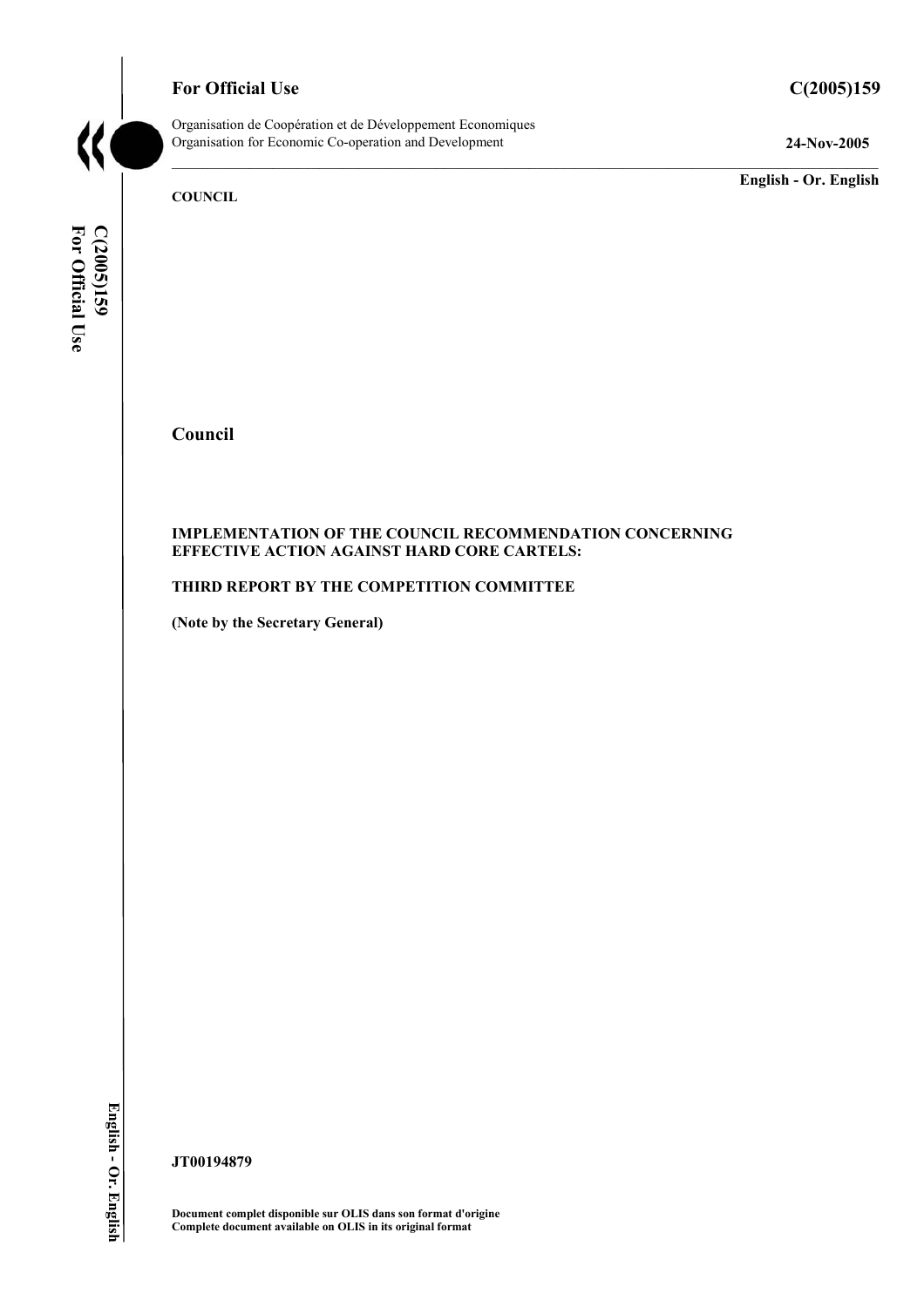**For Official Use** **C(2005)159**

Organisation de Coopération et de Développement Economiques
Organisation for Economic Co-operation and Development **24-Nov-2005**

**English - Or. English**

**COUNCIL**

# Council

**IMPLEMENTATION OF THE COUNCIL RECOMMENDATION CONCERNING EFFECTIVE ACTION AGAINST HARD CORE CARTELS:**

**THIRD REPORT BY THE COMPETITION COMMITTEE**

**(Note by the Secretary General)**

**JT00194879**

**Document complet disponible sur OLIS dans son format d'origine**
**Complete document available on OLIS in its original format**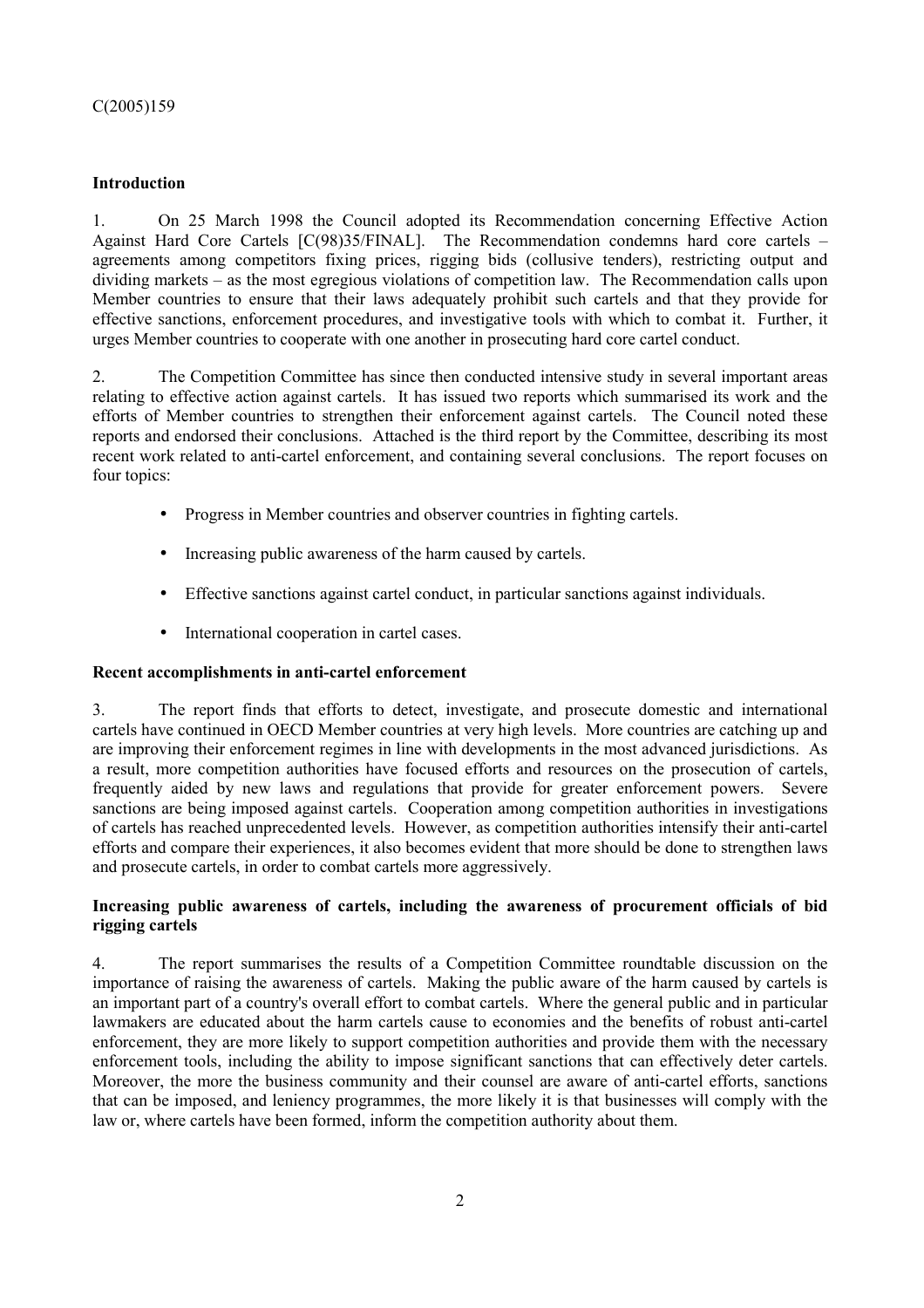**Introduction**

1. On 25 March 1998 the Council adopted its Recommendation concerning Effective Action Against Hard Core Cartels [C(98)35/FINAL]. The Recommendation condemns hard core cartels – agreements among competitors fixing prices, rigging bids (collusive tenders), restricting output and dividing markets – as the most egregious violations of competition law. The Recommendation calls upon Member countries to ensure that their laws adequately prohibit such cartels and that they provide for effective sanctions, enforcement procedures, and investigative tools with which to combat it. Further, it urges Member countries to cooperate with one another in prosecuting hard core cartel conduct.

2. The Competition Committee has since then conducted intensive study in several important areas relating to effective action against cartels. It has issued two reports which summarised its work and the efforts of Member countries to strengthen their enforcement against cartels. The Council noted these reports and endorsed their conclusions. Attached is the third report by the Committee, describing its most recent work related to anti-cartel enforcement, and containing several conclusions. The report focuses on four topics:

- Progress in Member countries and observer countries in fighting cartels.
- Increasing public awareness of the harm caused by cartels.
- Effective sanctions against cartel conduct, in particular sanctions against individuals.
- International cooperation in cartel cases.

**Recent accomplishments in anti-cartel enforcement**

3. The report finds that efforts to detect, investigate, and prosecute domestic and international cartels have continued in OECD Member countries at very high levels. More countries are catching up and are improving their enforcement regimes in line with developments in the most advanced jurisdictions. As a result, more competition authorities have focused efforts and resources on the prosecution of cartels, frequently aided by new laws and regulations that provide for greater enforcement powers. Severe sanctions are being imposed against cartels. Cooperation among competition authorities in investigations of cartels has reached unprecedented levels. However, as competition authorities intensify their anti-cartel efforts and compare their experiences, it also becomes evident that more should be done to strengthen laws and prosecute cartels, in order to combat cartels more aggressively.

**Increasing public awareness of cartels, including the awareness of procurement officials of bid rigging cartels**

4. The report summarises the results of a Competition Committee roundtable discussion on the importance of raising the awareness of cartels. Making the public aware of the harm caused by cartels is an important part of a country's overall effort to combat cartels. Where the general public and in particular lawmakers are educated about the harm cartels cause to economies and the benefits of robust anti-cartel enforcement, they are more likely to support competition authorities and provide them with the necessary enforcement tools, including the ability to impose significant sanctions that can effectively deter cartels. Moreover, the more the business community and their counsel are aware of anti-cartel efforts, sanctions that can be imposed, and leniency programmes, the more likely it is that businesses will comply with the law or, where cartels have been formed, inform the competition authority about them.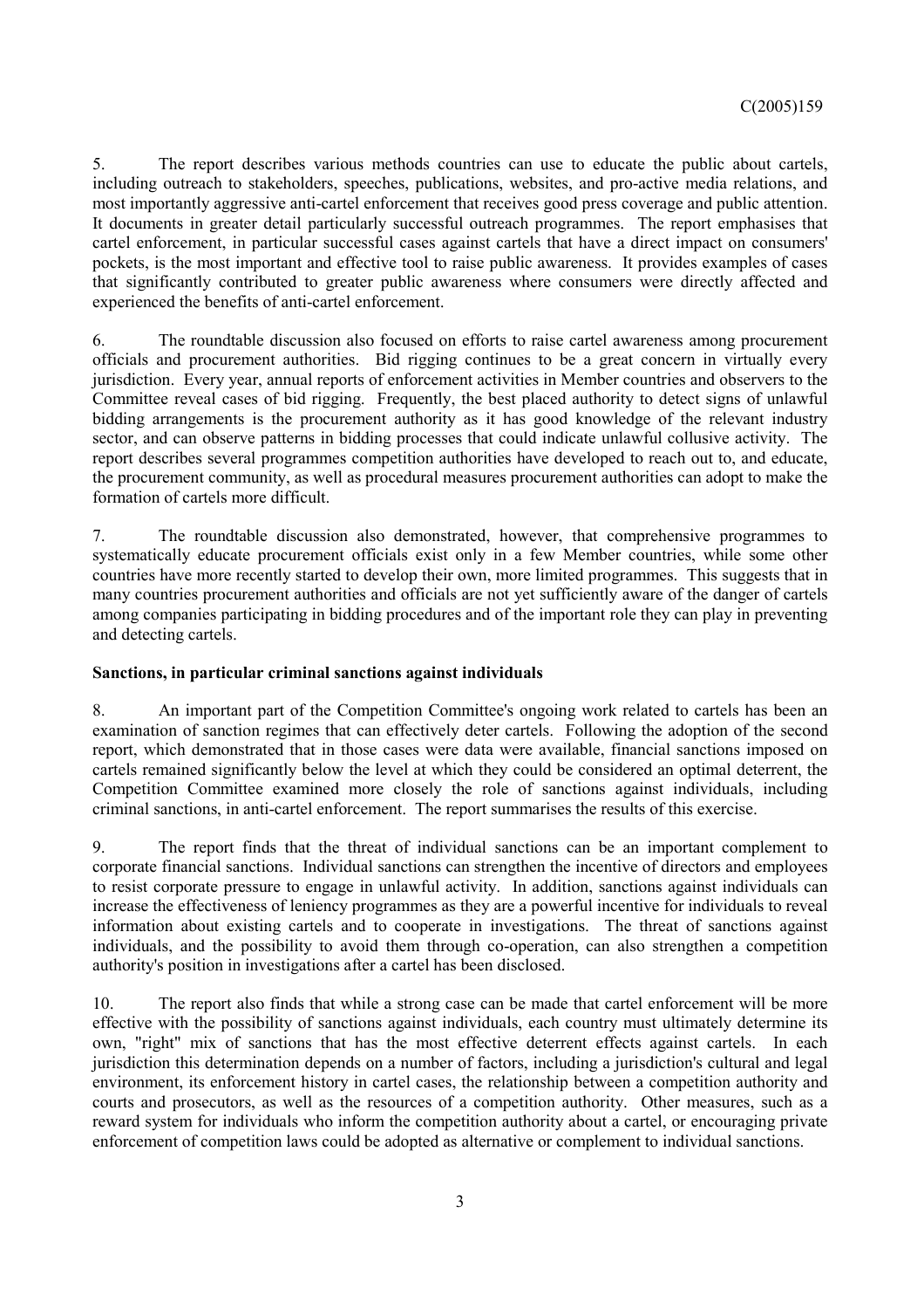5. The report describes various methods countries can use to educate the public about cartels, including outreach to stakeholders, speeches, publications, websites, and pro-active media relations, and most importantly aggressive anti-cartel enforcement that receives good press coverage and public attention. It documents in greater detail particularly successful outreach programmes. The report emphasises that cartel enforcement, in particular successful cases against cartels that have a direct impact on consumers' pockets, is the most important and effective tool to raise public awareness. It provides examples of cases that significantly contributed to greater public awareness where consumers were directly affected and experienced the benefits of anti-cartel enforcement.

6. The roundtable discussion also focused on efforts to raise cartel awareness among procurement officials and procurement authorities. Bid rigging continues to be a great concern in virtually every jurisdiction. Every year, annual reports of enforcement activities in Member countries and observers to the Committee reveal cases of bid rigging. Frequently, the best placed authority to detect signs of unlawful bidding arrangements is the procurement authority as it has good knowledge of the relevant industry sector, and can observe patterns in bidding processes that could indicate unlawful collusive activity. The report describes several programmes competition authorities have developed to reach out to, and educate, the procurement community, as well as procedural measures procurement authorities can adopt to make the formation of cartels more difficult.

7. The roundtable discussion also demonstrated, however, that comprehensive programmes to systematically educate procurement officials exist only in a few Member countries, while some other countries have more recently started to develop their own, more limited programmes. This suggests that in many countries procurement authorities and officials are not yet sufficiently aware of the danger of cartels among companies participating in bidding procedures and of the important role they can play in preventing and detecting cartels.

**Sanctions, in particular criminal sanctions against individuals**

8. An important part of the Competition Committee's ongoing work related to cartels has been an examination of sanction regimes that can effectively deter cartels. Following the adoption of the second report, which demonstrated that in those cases were data were available, financial sanctions imposed on cartels remained significantly below the level at which they could be considered an optimal deterrent, the Competition Committee examined more closely the role of sanctions against individuals, including criminal sanctions, in anti-cartel enforcement. The report summarises the results of this exercise.

9. The report finds that the threat of individual sanctions can be an important complement to corporate financial sanctions. Individual sanctions can strengthen the incentive of directors and employees to resist corporate pressure to engage in unlawful activity. In addition, sanctions against individuals can increase the effectiveness of leniency programmes as they are a powerful incentive for individuals to reveal information about existing cartels and to cooperate in investigations. The threat of sanctions against individuals, and the possibility to avoid them through co-operation, can also strengthen a competition authority's position in investigations after a cartel has been disclosed.

10. The report also finds that while a strong case can be made that cartel enforcement will be more effective with the possibility of sanctions against individuals, each country must ultimately determine its own, "right" mix of sanctions that has the most effective deterrent effects against cartels. In each jurisdiction this determination depends on a number of factors, including a jurisdiction's cultural and legal environment, its enforcement history in cartel cases, the relationship between a competition authority and courts and prosecutors, as well as the resources of a competition authority. Other measures, such as a reward system for individuals who inform the competition authority about a cartel, or encouraging private enforcement of competition laws could be adopted as alternative or complement to individual sanctions.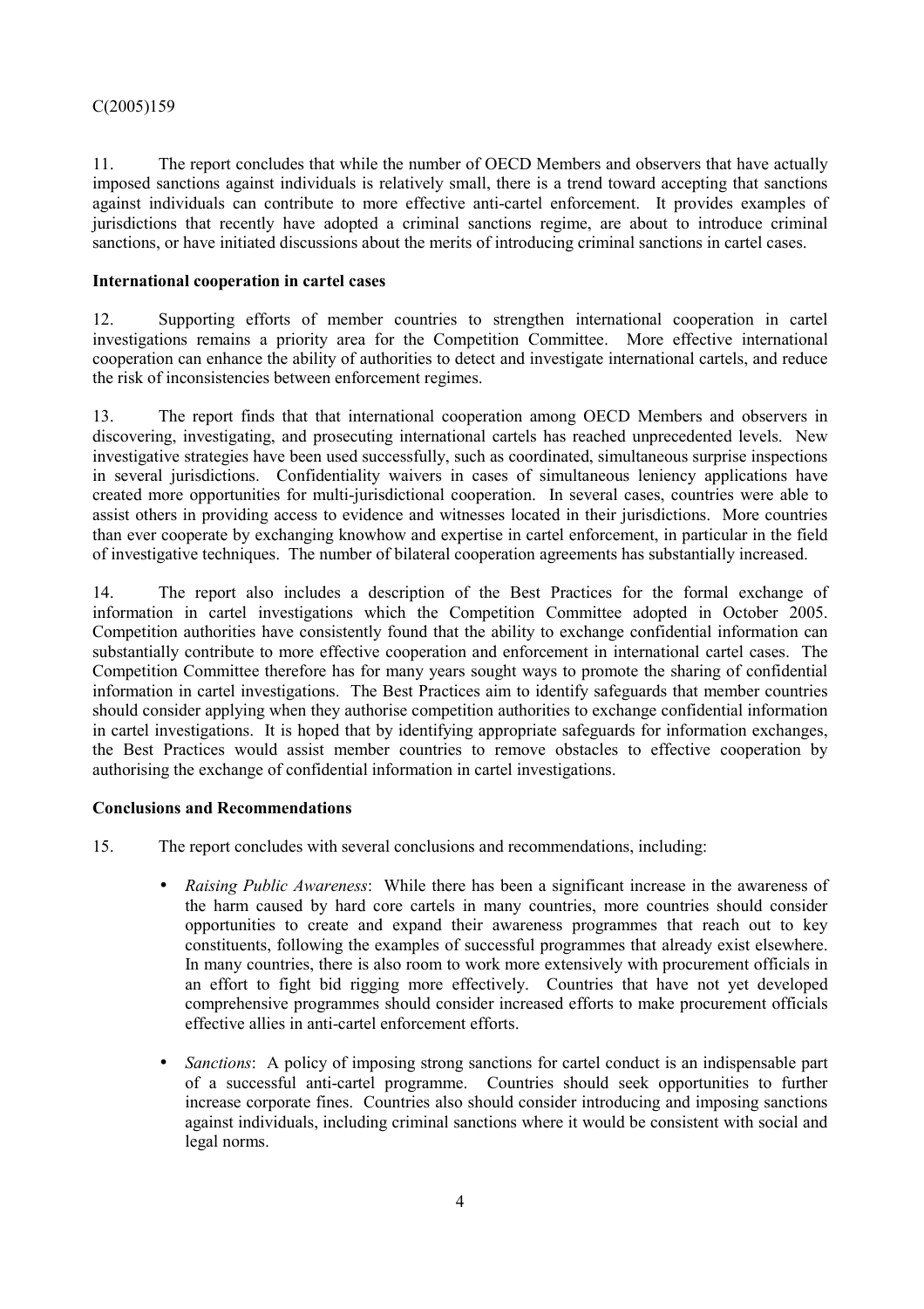11. The report concludes that while the number of OECD Members and observers that have actually imposed sanctions against individuals is relatively small, there is a trend toward accepting that sanctions against individuals can contribute to more effective anti-cartel enforcement. It provides examples of jurisdictions that recently have adopted a criminal sanctions regime, are about to introduce criminal sanctions, or have initiated discussions about the merits of introducing criminal sanctions in cartel cases.

**International cooperation in cartel cases**

12. Supporting efforts of member countries to strengthen international cooperation in cartel investigations remains a priority area for the Competition Committee. More effective international cooperation can enhance the ability of authorities to detect and investigate international cartels, and reduce the risk of inconsistencies between enforcement regimes.

13. The report finds that that international cooperation among OECD Members and observers in discovering, investigating, and prosecuting international cartels has reached unprecedented levels. New investigative strategies have been used successfully, such as coordinated, simultaneous surprise inspections in several jurisdictions. Confidentiality waivers in cases of simultaneous leniency applications have created more opportunities for multi-jurisdictional cooperation. In several cases, countries were able to assist others in providing access to evidence and witnesses located in their jurisdictions. More countries than ever cooperate by exchanging knowhow and expertise in cartel enforcement, in particular in the field of investigative techniques. The number of bilateral cooperation agreements has substantially increased.

14. The report also includes a description of the Best Practices for the formal exchange of information in cartel investigations which the Competition Committee adopted in October 2005. Competition authorities have consistently found that the ability to exchange confidential information can substantially contribute to more effective cooperation and enforcement in international cartel cases. The Competition Committee therefore has for many years sought ways to promote the sharing of confidential information in cartel investigations. The Best Practices aim to identify safeguards that member countries should consider applying when they authorise competition authorities to exchange confidential information in cartel investigations. It is hoped that by identifying appropriate safeguards for information exchanges, the Best Practices would assist member countries to remove obstacles to effective cooperation by authorising the exchange of confidential information in cartel investigations.

**Conclusions and Recommendations**

15. The report concludes with several conclusions and recommendations, including:

- *Raising Public Awareness*: While there has been a significant increase in the awareness of the harm caused by hard core cartels in many countries, more countries should consider opportunities to create and expand their awareness programmes that reach out to key constituents, following the examples of successful programmes that already exist elsewhere. In many countries, there is also room to work more extensively with procurement officials in an effort to fight bid rigging more effectively. Countries that have not yet developed comprehensive programmes should consider increased efforts to make procurement officials effective allies in anti-cartel enforcement efforts.

- *Sanctions*: A policy of imposing strong sanctions for cartel conduct is an indispensable part of a successful anti-cartel programme. Countries should seek opportunities to further increase corporate fines. Countries also should consider introducing and imposing sanctions against individuals, including criminal sanctions where it would be consistent with social and legal norms.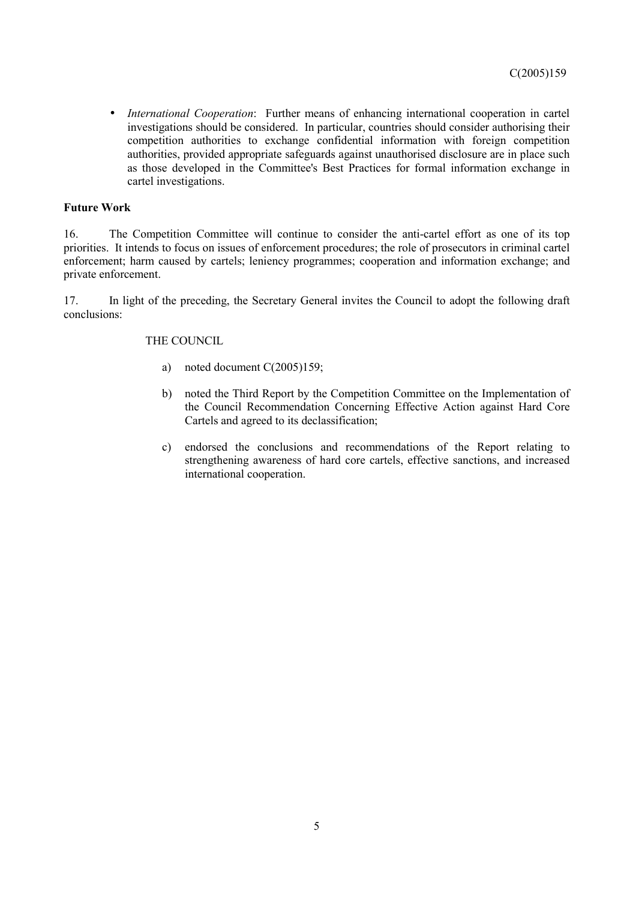- *International Cooperation*: Further means of enhancing international cooperation in cartel investigations should be considered. In particular, countries should consider authorising their competition authorities to exchange confidential information with foreign competition authorities, provided appropriate safeguards against unauthorised disclosure are in place such as those developed in the Committee's Best Practices for formal information exchange in cartel investigations.

**Future Work**

16. The Competition Committee will continue to consider the anti-cartel effort as one of its top priorities. It intends to focus on issues of enforcement procedures; the role of prosecutors in criminal cartel enforcement; harm caused by cartels; leniency programmes; cooperation and information exchange; and private enforcement.

17. In light of the preceding, the Secretary General invites the Council to adopt the following draft conclusions:

THE COUNCIL

a) noted document C(2005)159;

b) noted the Third Report by the Competition Committee on the Implementation of the Council Recommendation Concerning Effective Action against Hard Core Cartels and agreed to its declassification;

c) endorsed the conclusions and recommendations of the Report relating to strengthening awareness of hard core cartels, effective sanctions, and increased international cooperation.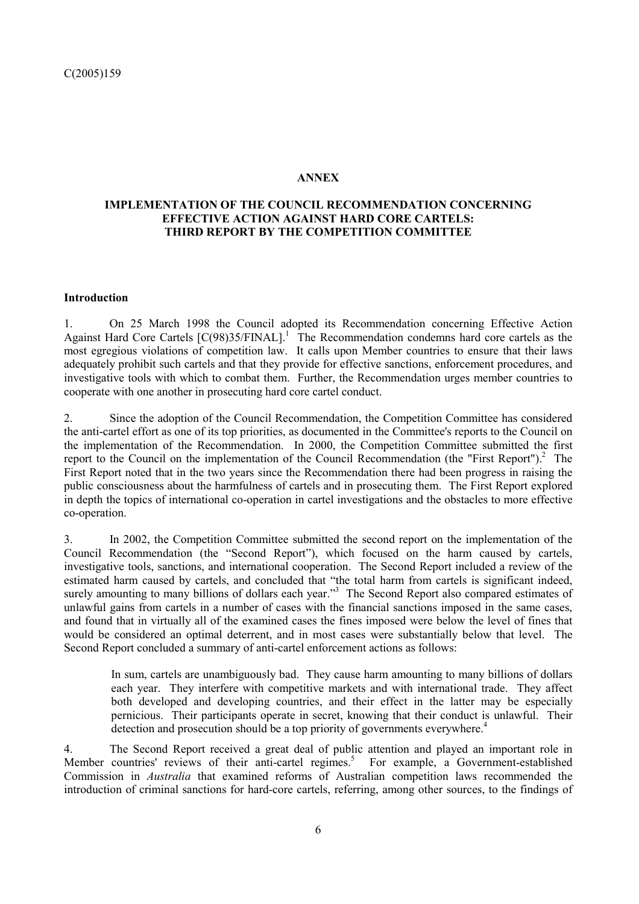**ANNEX**

**IMPLEMENTATION OF THE COUNCIL RECOMMENDATION CONCERNING EFFECTIVE ACTION AGAINST HARD CORE CARTELS: THIRD REPORT BY THE COMPETITION COMMITTEE**

**Introduction**

1. On 25 March 1998 the Council adopted its Recommendation concerning Effective Action Against Hard Core Cartels [C(98)35/FINAL].[1] The Recommendation condemns hard core cartels as the most egregious violations of competition law. It calls upon Member countries to ensure that their laws adequately prohibit such cartels and that they provide for effective sanctions, enforcement procedures, and investigative tools with which to combat them. Further, the Recommendation urges member countries to cooperate with one another in prosecuting hard core cartel conduct.

2. Since the adoption of the Council Recommendation, the Competition Committee has considered the anti-cartel effort as one of its top priorities, as documented in the Committee's reports to the Council on the implementation of the Recommendation. In 2000, the Competition Committee submitted the first report to the Council on the implementation of the Council Recommendation (the "First Report").[2] The First Report noted that in the two years since the Recommendation there had been progress in raising the public consciousness about the harmfulness of cartels and in prosecuting them. The First Report explored in depth the topics of international co-operation in cartel investigations and the obstacles to more effective co-operation.

3. In 2002, the Competition Committee submitted the second report on the implementation of the Council Recommendation (the "Second Report"), which focused on the harm caused by cartels, investigative tools, sanctions, and international cooperation. The Second Report included a review of the estimated harm caused by cartels, and concluded that "the total harm from cartels is significant indeed, surely amounting to many billions of dollars each year."[3] The Second Report also compared estimates of unlawful gains from cartels in a number of cases with the financial sanctions imposed in the same cases, and found that in virtually all of the examined cases the fines imposed were below the level of fines that would be considered an optimal deterrent, and in most cases were substantially below that level. The Second Report concluded a summary of anti-cartel enforcement actions as follows:

> In sum, cartels are unambiguously bad. They cause harm amounting to many billions of dollars each year. They interfere with competitive markets and with international trade. They affect both developed and developing countries, and their effect in the latter may be especially pernicious. Their participants operate in secret, knowing that their conduct is unlawful. Their detection and prosecution should be a top priority of governments everywhere.[4]

4. The Second Report received a great deal of public attention and played an important role in Member countries' reviews of their anti-cartel regimes.[5] For example, a Government-established Commission in *Australia* that examined reforms of Australian competition laws recommended the introduction of criminal sanctions for hard-core cartels, referring, among other sources, to the findings of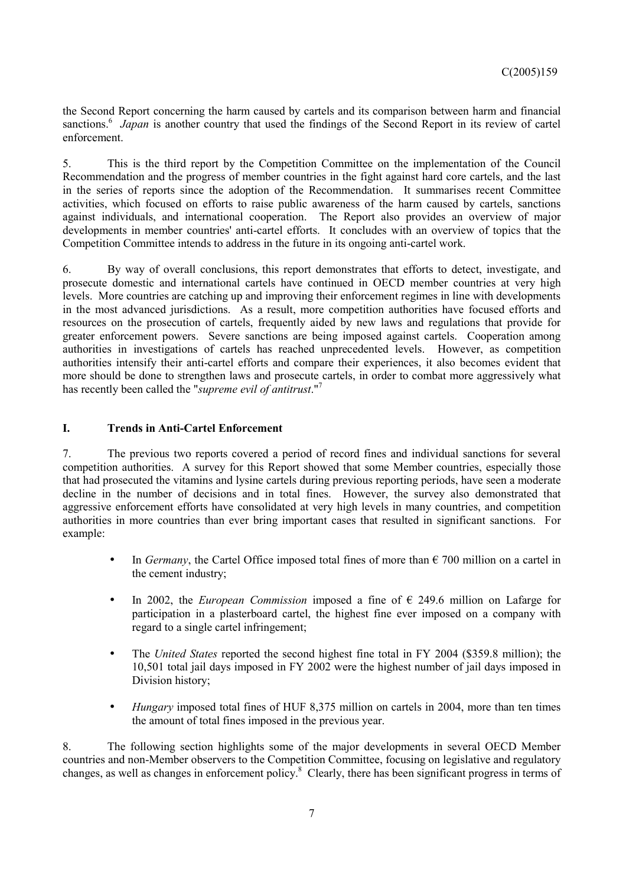the Second Report concerning the harm caused by cartels and its comparison between harm and financial sanctions.[6] *Japan* is another country that used the findings of the Second Report in its review of cartel enforcement.

5. This is the third report by the Competition Committee on the implementation of the Council Recommendation and the progress of member countries in the fight against hard core cartels, and the last in the series of reports since the adoption of the Recommendation. It summarises recent Committee activities, which focused on efforts to raise public awareness of the harm caused by cartels, sanctions against individuals, and international cooperation. The Report also provides an overview of major developments in member countries' anti-cartel efforts. It concludes with an overview of topics that the Competition Committee intends to address in the future in its ongoing anti-cartel work.

6. By way of overall conclusions, this report demonstrates that efforts to detect, investigate, and prosecute domestic and international cartels have continued in OECD member countries at very high levels. More countries are catching up and improving their enforcement regimes in line with developments in the most advanced jurisdictions. As a result, more competition authorities have focused efforts and resources on the prosecution of cartels, frequently aided by new laws and regulations that provide for greater enforcement powers. Severe sanctions are being imposed against cartels. Cooperation among authorities in investigations of cartels has reached unprecedented levels. However, as competition authorities intensify their anti-cartel efforts and compare their experiences, it also becomes evident that more should be done to strengthen laws and prosecute cartels, in order to combat more aggressively what has recently been called the "*supreme evil of antitrust*."[7]

## I. Trends in Anti-Cartel Enforcement

7. The previous two reports covered a period of record fines and individual sanctions for several competition authorities. A survey for this Report showed that some Member countries, especially those that had prosecuted the vitamins and lysine cartels during previous reporting periods, have seen a moderate decline in the number of decisions and in total fines. However, the survey also demonstrated that aggressive enforcement efforts have consolidated at very high levels in many countries, and competition authorities in more countries than ever bring important cases that resulted in significant sanctions. For example:

- In *Germany*, the Cartel Office imposed total fines of more than € 700 million on a cartel in the cement industry;
- In 2002, the *European Commission* imposed a fine of € 249.6 million on Lafarge for participation in a plasterboard cartel, the highest fine ever imposed on a company with regard to a single cartel infringement;
- The *United States* reported the second highest fine total in FY 2004 ($359.8 million); the 10,501 total jail days imposed in FY 2002 were the highest number of jail days imposed in Division history;
- *Hungary* imposed total fines of HUF 8,375 million on cartels in 2004, more than ten times the amount of total fines imposed in the previous year.

8. The following section highlights some of the major developments in several OECD Member countries and non-Member observers to the Competition Committee, focusing on legislative and regulatory changes, as well as changes in enforcement policy.[8] Clearly, there has been significant progress in terms of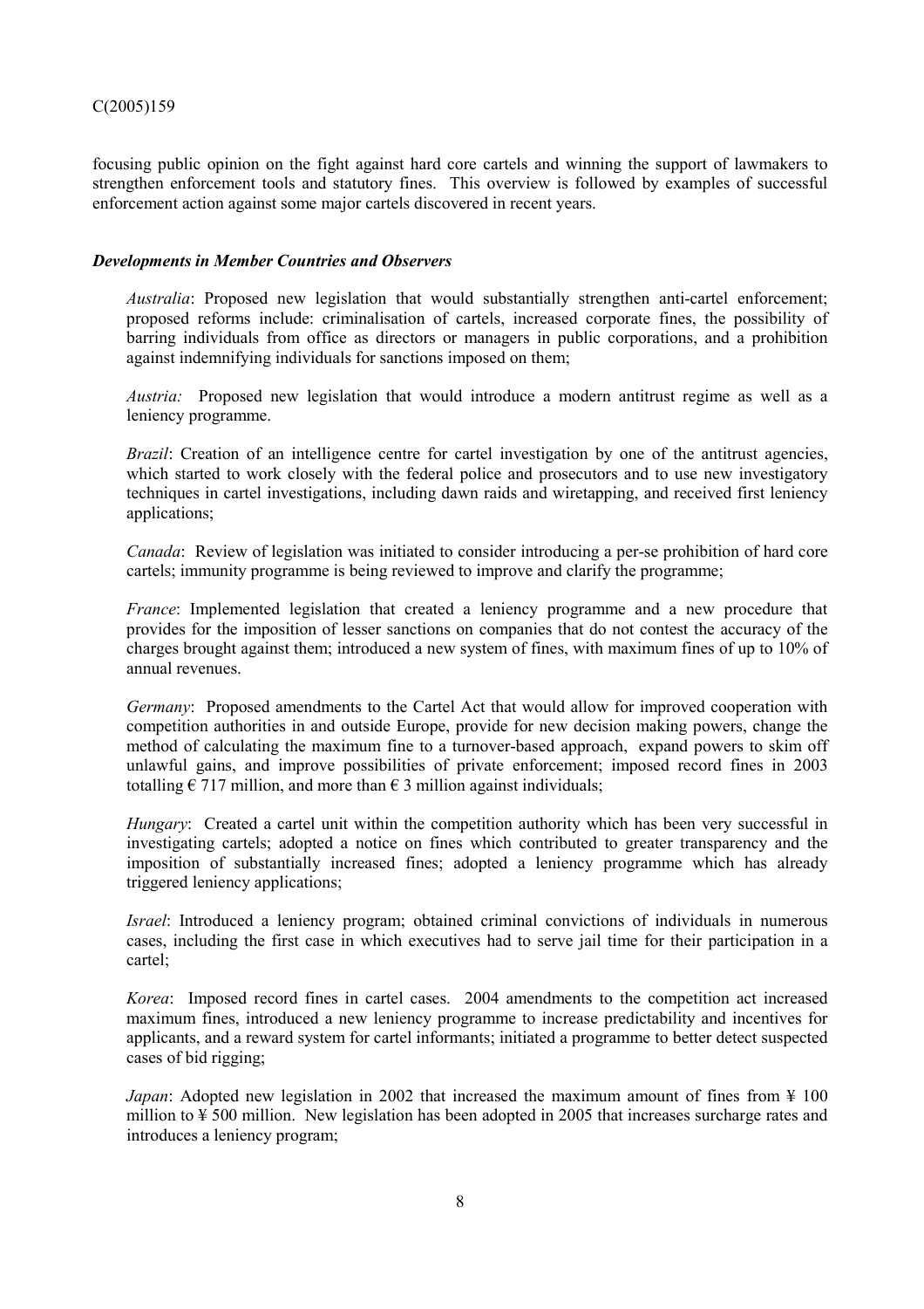focusing public opinion on the fight against hard core cartels and winning the support of lawmakers to strengthen enforcement tools and statutory fines. This overview is followed by examples of successful enforcement action against some major cartels discovered in recent years.

### *Developments in Member Countries and Observers*

*Australia*: Proposed new legislation that would substantially strengthen anti-cartel enforcement; proposed reforms include: criminalisation of cartels, increased corporate fines, the possibility of barring individuals from office as directors or managers in public corporations, and a prohibition against indemnifying individuals for sanctions imposed on them;

*Austria:* Proposed new legislation that would introduce a modern antitrust regime as well as a leniency programme.

*Brazil*: Creation of an intelligence centre for cartel investigation by one of the antitrust agencies, which started to work closely with the federal police and prosecutors and to use new investigatory techniques in cartel investigations, including dawn raids and wiretapping, and received first leniency applications;

*Canada*: Review of legislation was initiated to consider introducing a per-se prohibition of hard core cartels; immunity programme is being reviewed to improve and clarify the programme;

*France*: Implemented legislation that created a leniency programme and a new procedure that provides for the imposition of lesser sanctions on companies that do not contest the accuracy of the charges brought against them; introduced a new system of fines, with maximum fines of up to 10% of annual revenues.

*Germany*: Proposed amendments to the Cartel Act that would allow for improved cooperation with competition authorities in and outside Europe, provide for new decision making powers, change the method of calculating the maximum fine to a turnover-based approach, expand powers to skim off unlawful gains, and improve possibilities of private enforcement; imposed record fines in 2003 totalling € 717 million, and more than € 3 million against individuals;

*Hungary*: Created a cartel unit within the competition authority which has been very successful in investigating cartels; adopted a notice on fines which contributed to greater transparency and the imposition of substantially increased fines; adopted a leniency programme which has already triggered leniency applications;

*Israel*: Introduced a leniency program; obtained criminal convictions of individuals in numerous cases, including the first case in which executives had to serve jail time for their participation in a cartel;

*Korea*: Imposed record fines in cartel cases. 2004 amendments to the competition act increased maximum fines, introduced a new leniency programme to increase predictability and incentives for applicants, and a reward system for cartel informants; initiated a programme to better detect suspected cases of bid rigging;

*Japan*: Adopted new legislation in 2002 that increased the maximum amount of fines from ¥ 100 million to ¥ 500 million. New legislation has been adopted in 2005 that increases surcharge rates and introduces a leniency program;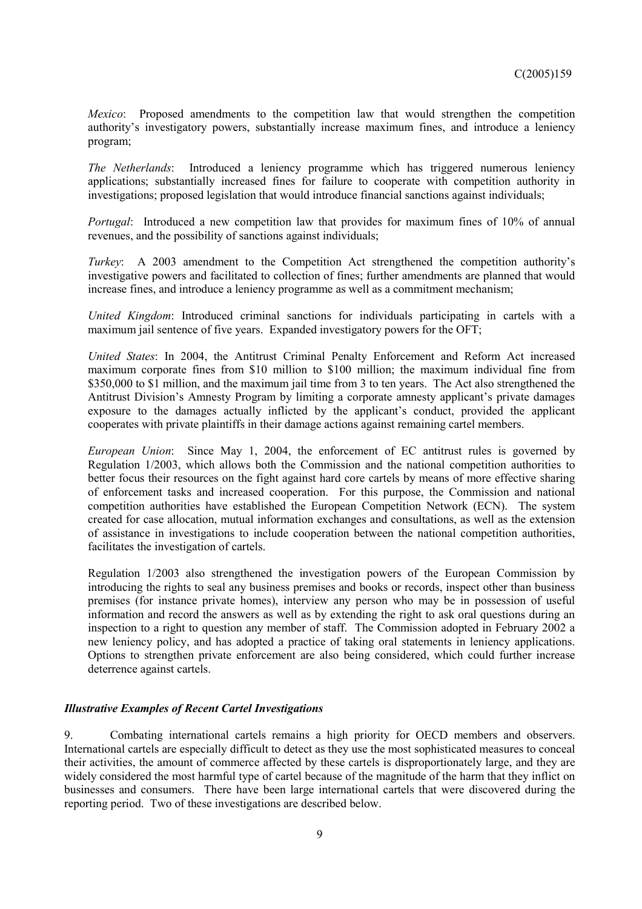*Mexico*: Proposed amendments to the competition law that would strengthen the competition authority's investigatory powers, substantially increase maximum fines, and introduce a leniency program;

*The Netherlands*: Introduced a leniency programme which has triggered numerous leniency applications; substantially increased fines for failure to cooperate with competition authority in investigations; proposed legislation that would introduce financial sanctions against individuals;

*Portugal*: Introduced a new competition law that provides for maximum fines of 10% of annual revenues, and the possibility of sanctions against individuals;

*Turkey*: A 2003 amendment to the Competition Act strengthened the competition authority's investigative powers and facilitated to collection of fines; further amendments are planned that would increase fines, and introduce a leniency programme as well as a commitment mechanism;

*United Kingdom*: Introduced criminal sanctions for individuals participating in cartels with a maximum jail sentence of five years. Expanded investigatory powers for the OFT;

*United States*: In 2004, the Antitrust Criminal Penalty Enforcement and Reform Act increased maximum corporate fines from \$10 million to \$100 million; the maximum individual fine from \$350,000 to \$1 million, and the maximum jail time from 3 to ten years. The Act also strengthened the Antitrust Division's Amnesty Program by limiting a corporate amnesty applicant's private damages exposure to the damages actually inflicted by the applicant's conduct, provided the applicant cooperates with private plaintiffs in their damage actions against remaining cartel members.

*European Union*: Since May 1, 2004, the enforcement of EC antitrust rules is governed by Regulation 1/2003, which allows both the Commission and the national competition authorities to better focus their resources on the fight against hard core cartels by means of more effective sharing of enforcement tasks and increased cooperation. For this purpose, the Commission and national competition authorities have established the European Competition Network (ECN). The system created for case allocation, mutual information exchanges and consultations, as well as the extension of assistance in investigations to include cooperation between the national competition authorities, facilitates the investigation of cartels.

Regulation 1/2003 also strengthened the investigation powers of the European Commission by introducing the rights to seal any business premises and books or records, inspect other than business premises (for instance private homes), interview any person who may be in possession of useful information and record the answers as well as by extending the right to ask oral questions during an inspection to a right to question any member of staff. The Commission adopted in February 2002 a new leniency policy, and has adopted a practice of taking oral statements in leniency applications. Options to strengthen private enforcement are also being considered, which could further increase deterrence against cartels.

### *Illustrative Examples of Recent Cartel Investigations*

9. Combating international cartels remains a high priority for OECD members and observers. International cartels are especially difficult to detect as they use the most sophisticated measures to conceal their activities, the amount of commerce affected by these cartels is disproportionately large, and they are widely considered the most harmful type of cartel because of the magnitude of the harm that they inflict on businesses and consumers. There have been large international cartels that were discovered during the reporting period. Two of these investigations are described below.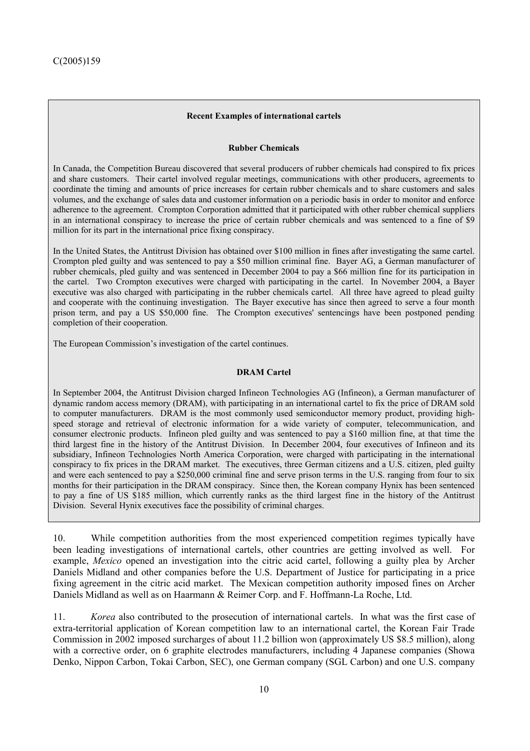**Recent Examples of international cartels**

**Rubber Chemicals**

In Canada, the Competition Bureau discovered that several producers of rubber chemicals had conspired to fix prices and share customers. Their cartel involved regular meetings, communications with other producers, agreements to coordinate the timing and amounts of price increases for certain rubber chemicals and to share customers and sales volumes, and the exchange of sales data and customer information on a periodic basis in order to monitor and enforce adherence to the agreement. Crompton Corporation admitted that it participated with other rubber chemical suppliers in an international conspiracy to increase the price of certain rubber chemicals and was sentenced to a fine of \$9 million for its part in the international price fixing conspiracy.

In the United States, the Antitrust Division has obtained over \$100 million in fines after investigating the same cartel. Crompton pled guilty and was sentenced to pay a \$50 million criminal fine. Bayer AG, a German manufacturer of rubber chemicals, pled guilty and was sentenced in December 2004 to pay a \$66 million fine for its participation in the cartel. Two Crompton executives were charged with participating in the cartel. In November 2004, a Bayer executive was also charged with participating in the rubber chemicals cartel. All three have agreed to plead guilty and cooperate with the continuing investigation. The Bayer executive has since then agreed to serve a four month prison term, and pay a US \$50,000 fine. The Crompton executives' sentencings have been postponed pending completion of their cooperation.

The European Commission's investigation of the cartel continues.

**DRAM Cartel**

In September 2004, the Antitrust Division charged Infineon Technologies AG (Infineon), a German manufacturer of dynamic random access memory (DRAM), with participating in an international cartel to fix the price of DRAM sold to computer manufacturers. DRAM is the most commonly used semiconductor memory product, providing high-speed storage and retrieval of electronic information for a wide variety of computer, telecommunication, and consumer electronic products. Infineon pled guilty and was sentenced to pay a \$160 million fine, at that time the third largest fine in the history of the Antitrust Division. In December 2004, four executives of Infineon and its subsidiary, Infineon Technologies North America Corporation, were charged with participating in the international conspiracy to fix prices in the DRAM market. The executives, three German citizens and a U.S. citizen, pled guilty and were each sentenced to pay a \$250,000 criminal fine and serve prison terms in the U.S. ranging from four to six months for their participation in the DRAM conspiracy. Since then, the Korean company Hynix has been sentenced to pay a fine of US \$185 million, which currently ranks as the third largest fine in the history of the Antitrust Division. Several Hynix executives face the possibility of criminal charges.

10. While competition authorities from the most experienced competition regimes typically have been leading investigations of international cartels, other countries are getting involved as well. For example, *Mexico* opened an investigation into the citric acid cartel, following a guilty plea by Archer Daniels Midland and other companies before the U.S. Department of Justice for participating in a price fixing agreement in the citric acid market. The Mexican competition authority imposed fines on Archer Daniels Midland as well as on Haarmann & Reimer Corp. and F. Hoffmann-La Roche, Ltd.

11. *Korea* also contributed to the prosecution of international cartels. In what was the first case of extra-territorial application of Korean competition law to an international cartel, the Korean Fair Trade Commission in 2002 imposed surcharges of about 11.2 billion won (approximately US \$8.5 million), along with a corrective order, on 6 graphite electrodes manufacturers, including 4 Japanese companies (Showa Denko, Nippon Carbon, Tokai Carbon, SEC), one German company (SGL Carbon) and one U.S. company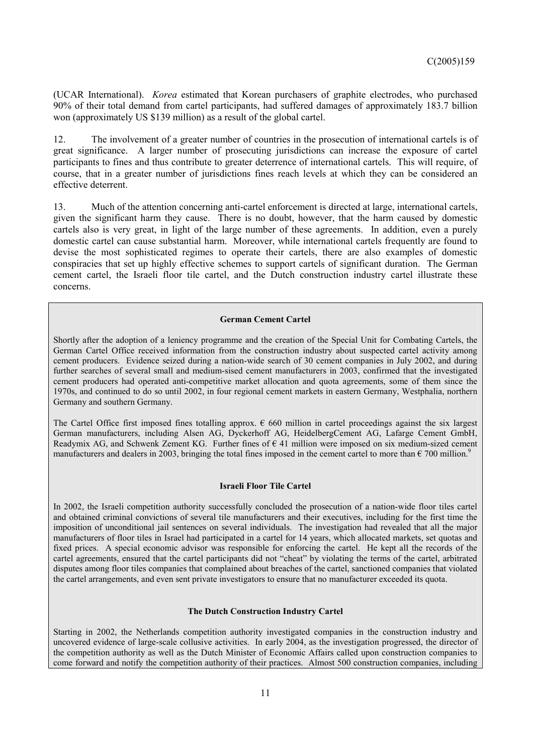(UCAR International). *Korea* estimated that Korean purchasers of graphite electrodes, who purchased 90% of their total demand from cartel participants, had suffered damages of approximately 183.7 billion won (approximately US $139 million) as a result of the global cartel.

12. The involvement of a greater number of countries in the prosecution of international cartels is of great significance. A larger number of prosecuting jurisdictions can increase the exposure of cartel participants to fines and thus contribute to greater deterrence of international cartels. This will require, of course, that in a greater number of jurisdictions fines reach levels at which they can be considered an effective deterrent.

13. Much of the attention concerning anti-cartel enforcement is directed at large, international cartels, given the significant harm they cause. There is no doubt, however, that the harm caused by domestic cartels also is very great, in light of the large number of these agreements. In addition, even a purely domestic cartel can cause substantial harm. Moreover, while international cartels frequently are found to devise the most sophisticated regimes to operate their cartels, there are also examples of domestic conspiracies that set up highly effective schemes to support cartels of significant duration. The German cement cartel, the Israeli floor tile cartel, and the Dutch construction industry cartel illustrate these concerns.

**German Cement Cartel**

Shortly after the adoption of a leniency programme and the creation of the Special Unit for Combating Cartels, the German Cartel Office received information from the construction industry about suspected cartel activity among cement producers. Evidence seized during a nation-wide search of 30 cement companies in July 2002, and during further searches of several small and medium-sised cement manufacturers in 2003, confirmed that the investigated cement producers had operated anti-competitive market allocation and quota agreements, some of them since the 1970s, and continued to do so until 2002, in four regional cement markets in eastern Germany, Westphalia, northern Germany and southern Germany.

The Cartel Office first imposed fines totalling approx. € 660 million in cartel proceedings against the six largest German manufacturers, including Alsen AG, Dyckerhoff AG, HeidelbergCement AG, Lafarge Cement GmbH, Readymix AG, and Schwenk Zement KG. Further fines of € 41 million were imposed on six medium-sized cement manufacturers and dealers in 2003, bringing the total fines imposed in the cement cartel to more than € 700 million.[9]

**Israeli Floor Tile Cartel**

In 2002, the Israeli competition authority successfully concluded the prosecution of a nation-wide floor tiles cartel and obtained criminal convictions of several tile manufacturers and their executives, including for the first time the imposition of unconditional jail sentences on several individuals. The investigation had revealed that all the major manufacturers of floor tiles in Israel had participated in a cartel for 14 years, which allocated markets, set quotas and fixed prices. A special economic advisor was responsible for enforcing the cartel. He kept all the records of the cartel agreements, ensured that the cartel participants did not "cheat" by violating the terms of the cartel, arbitrated disputes among floor tiles companies that complained about breaches of the cartel, sanctioned companies that violated the cartel arrangements, and even sent private investigators to ensure that no manufacturer exceeded its quota.

**The Dutch Construction Industry Cartel**

Starting in 2002, the Netherlands competition authority investigated companies in the construction industry and uncovered evidence of large-scale collusive activities. In early 2004, as the investigation progressed, the director of the competition authority as well as the Dutch Minister of Economic Affairs called upon construction companies to come forward and notify the competition authority of their practices. Almost 500 construction companies, including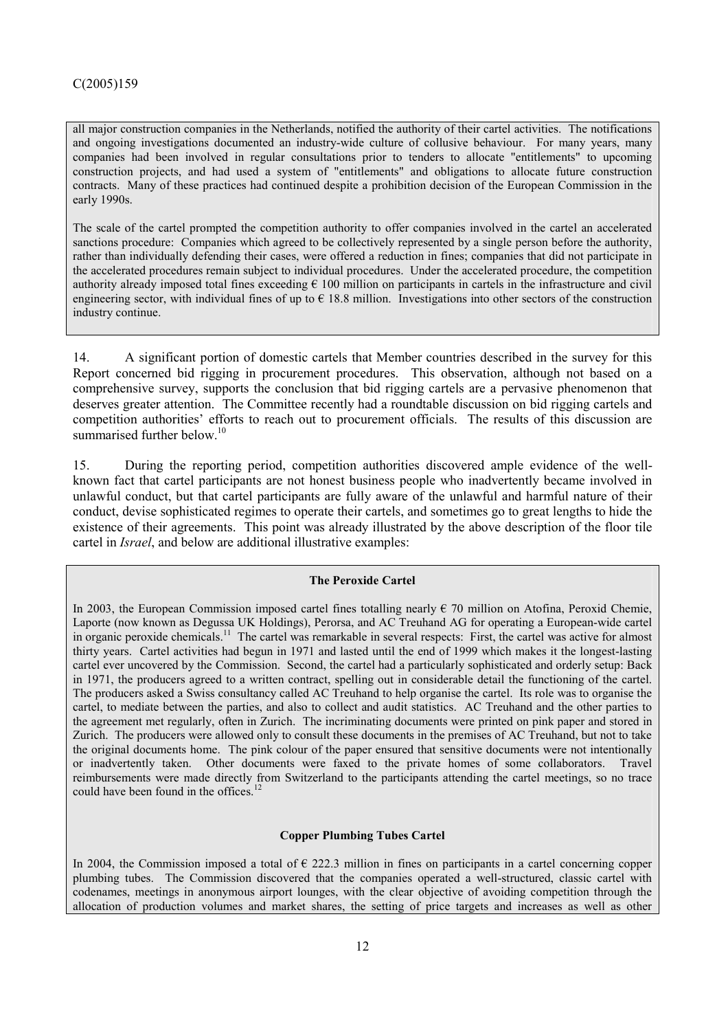all major construction companies in the Netherlands, notified the authority of their cartel activities. The notifications and ongoing investigations documented an industry-wide culture of collusive behaviour. For many years, many companies had been involved in regular consultations prior to tenders to allocate "entitlements" to upcoming construction projects, and had used a system of "entitlements" and obligations to allocate future construction contracts. Many of these practices had continued despite a prohibition decision of the European Commission in the early 1990s.

The scale of the cartel prompted the competition authority to offer companies involved in the cartel an accelerated sanctions procedure: Companies which agreed to be collectively represented by a single person before the authority, rather than individually defending their cases, were offered a reduction in fines; companies that did not participate in the accelerated procedures remain subject to individual procedures. Under the accelerated procedure, the competition authority already imposed total fines exceeding € 100 million on participants in cartels in the infrastructure and civil engineering sector, with individual fines of up to € 18.8 million. Investigations into other sectors of the construction industry continue.

14. A significant portion of domestic cartels that Member countries described in the survey for this Report concerned bid rigging in procurement procedures. This observation, although not based on a comprehensive survey, supports the conclusion that bid rigging cartels are a pervasive phenomenon that deserves greater attention. The Committee recently had a roundtable discussion on bid rigging cartels and competition authorities' efforts to reach out to procurement officials. The results of this discussion are summarised further below.[10]

15. During the reporting period, competition authorities discovered ample evidence of the well-known fact that cartel participants are not honest business people who inadvertently became involved in unlawful conduct, but that cartel participants are fully aware of the unlawful and harmful nature of their conduct, devise sophisticated regimes to operate their cartels, and sometimes go to great lengths to hide the existence of their agreements. This point was already illustrated by the above description of the floor tile cartel in *Israel*, and below are additional illustrative examples:

**The Peroxide Cartel**

In 2003, the European Commission imposed cartel fines totalling nearly € 70 million on Atofina, Peroxid Chemie, Laporte (now known as Degussa UK Holdings), Perorsa, and AC Treuhand AG for operating a European-wide cartel in organic peroxide chemicals.[11] The cartel was remarkable in several respects: First, the cartel was active for almost thirty years. Cartel activities had begun in 1971 and lasted until the end of 1999 which makes it the longest-lasting cartel ever uncovered by the Commission. Second, the cartel had a particularly sophisticated and orderly setup: Back in 1971, the producers agreed to a written contract, spelling out in considerable detail the functioning of the cartel. The producers asked a Swiss consultancy called AC Treuhand to help organise the cartel. Its role was to organise the cartel, to mediate between the parties, and also to collect and audit statistics. AC Treuhand and the other parties to the agreement met regularly, often in Zurich. The incriminating documents were printed on pink paper and stored in Zurich. The producers were allowed only to consult these documents in the premises of AC Treuhand, but not to take the original documents home. The pink colour of the paper ensured that sensitive documents were not intentionally or inadvertently taken. Other documents were faxed to the private homes of some collaborators. Travel reimbursements were made directly from Switzerland to the participants attending the cartel meetings, so no trace could have been found in the offices.[12]

**Copper Plumbing Tubes Cartel**

In 2004, the Commission imposed a total of € 222.3 million in fines on participants in a cartel concerning copper plumbing tubes. The Commission discovered that the companies operated a well-structured, classic cartel with codenames, meetings in anonymous airport lounges, with the clear objective of avoiding competition through the allocation of production volumes and market shares, the setting of price targets and increases as well as other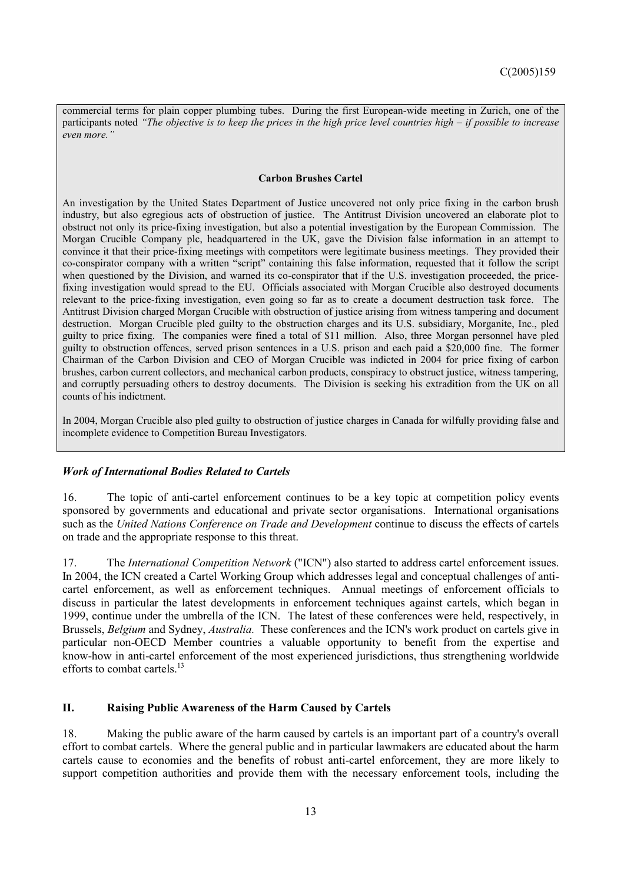commercial terms for plain copper plumbing tubes. During the first European-wide meeting in Zurich, one of the participants noted *"The objective is to keep the prices in the high price level countries high – if possible to increase even more."*

**Carbon Brushes Cartel**

An investigation by the United States Department of Justice uncovered not only price fixing in the carbon brush industry, but also egregious acts of obstruction of justice. The Antitrust Division uncovered an elaborate plot to obstruct not only its price-fixing investigation, but also a potential investigation by the European Commission. The Morgan Crucible Company plc, headquartered in the UK, gave the Division false information in an attempt to convince it that their price-fixing meetings with competitors were legitimate business meetings. They provided their co-conspirator company with a written "script" containing this false information, requested that it follow the script when questioned by the Division, and warned its co-conspirator that if the U.S. investigation proceeded, the price-fixing investigation would spread to the EU. Officials associated with Morgan Crucible also destroyed documents relevant to the price-fixing investigation, even going so far as to create a document destruction task force. The Antitrust Division charged Morgan Crucible with obstruction of justice arising from witness tampering and document destruction. Morgan Crucible pled guilty to the obstruction charges and its U.S. subsidiary, Morganite, Inc., pled guilty to price fixing. The companies were fined a total of \$11 million. Also, three Morgan personnel have pled guilty to obstruction offences, served prison sentences in a U.S. prison and each paid a \$20,000 fine. The former Chairman of the Carbon Division and CEO of Morgan Crucible was indicted in 2004 for price fixing of carbon brushes, carbon current collectors, and mechanical carbon products, conspiracy to obstruct justice, witness tampering, and corruptly persuading others to destroy documents. The Division is seeking his extradition from the UK on all counts of his indictment.

In 2004, Morgan Crucible also pled guilty to obstruction of justice charges in Canada for wilfully providing false and incomplete evidence to Competition Bureau Investigators.

### *Work of International Bodies Related to Cartels*

16. The topic of anti-cartel enforcement continues to be a key topic at competition policy events sponsored by governments and educational and private sector organisations. International organisations such as the *United Nations Conference on Trade and Development* continue to discuss the effects of cartels on trade and the appropriate response to this threat.

17. The *International Competition Network* ("ICN") also started to address cartel enforcement issues. In 2004, the ICN created a Cartel Working Group which addresses legal and conceptual challenges of anti-cartel enforcement, as well as enforcement techniques. Annual meetings of enforcement officials to discuss in particular the latest developments in enforcement techniques against cartels, which began in 1999, continue under the umbrella of the ICN. The latest of these conferences were held, respectively, in Brussels, *Belgium* and Sydney, *Australia.* These conferences and the ICN's work product on cartels give in particular non-OECD Member countries a valuable opportunity to benefit from the expertise and know-how in anti-cartel enforcement of the most experienced jurisdictions, thus strengthening worldwide efforts to combat cartels.[13]

## II. Raising Public Awareness of the Harm Caused by Cartels

18. Making the public aware of the harm caused by cartels is an important part of a country's overall effort to combat cartels. Where the general public and in particular lawmakers are educated about the harm cartels cause to economies and the benefits of robust anti-cartel enforcement, they are more likely to support competition authorities and provide them with the necessary enforcement tools, including the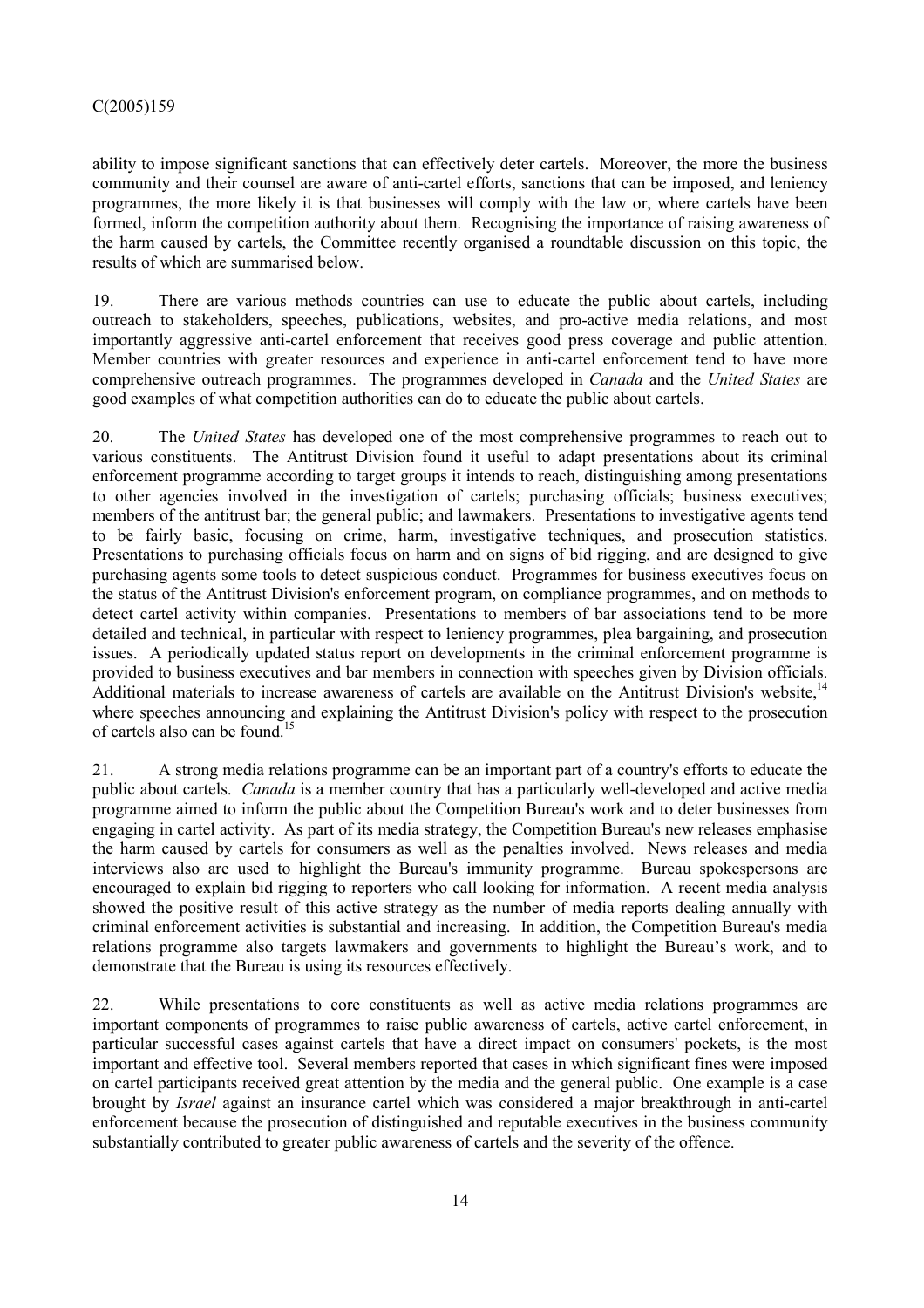ability to impose significant sanctions that can effectively deter cartels. Moreover, the more the business community and their counsel are aware of anti-cartel efforts, sanctions that can be imposed, and leniency programmes, the more likely it is that businesses will comply with the law or, where cartels have been formed, inform the competition authority about them. Recognising the importance of raising awareness of the harm caused by cartels, the Committee recently organised a roundtable discussion on this topic, the results of which are summarised below.

19. There are various methods countries can use to educate the public about cartels, including outreach to stakeholders, speeches, publications, websites, and pro-active media relations, and most importantly aggressive anti-cartel enforcement that receives good press coverage and public attention. Member countries with greater resources and experience in anti-cartel enforcement tend to have more comprehensive outreach programmes. The programmes developed in *Canada* and the *United States* are good examples of what competition authorities can do to educate the public about cartels.

20. The *United States* has developed one of the most comprehensive programmes to reach out to various constituents. The Antitrust Division found it useful to adapt presentations about its criminal enforcement programme according to target groups it intends to reach, distinguishing among presentations to other agencies involved in the investigation of cartels; purchasing officials; business executives; members of the antitrust bar; the general public; and lawmakers. Presentations to investigative agents tend to be fairly basic, focusing on crime, harm, investigative techniques, and prosecution statistics. Presentations to purchasing officials focus on harm and on signs of bid rigging, and are designed to give purchasing agents some tools to detect suspicious conduct. Programmes for business executives focus on the status of the Antitrust Division's enforcement program, on compliance programmes, and on methods to detect cartel activity within companies. Presentations to members of bar associations tend to be more detailed and technical, in particular with respect to leniency programmes, plea bargaining, and prosecution issues. A periodically updated status report on developments in the criminal enforcement programme is provided to business executives and bar members in connection with speeches given by Division officials. Additional materials to increase awareness of cartels are available on the Antitrust Division's website,[14] where speeches announcing and explaining the Antitrust Division's policy with respect to the prosecution of cartels also can be found.[15]

21. A strong media relations programme can be an important part of a country's efforts to educate the public about cartels. *Canada* is a member country that has a particularly well-developed and active media programme aimed to inform the public about the Competition Bureau's work and to deter businesses from engaging in cartel activity. As part of its media strategy, the Competition Bureau's new releases emphasise the harm caused by cartels for consumers as well as the penalties involved. News releases and media interviews also are used to highlight the Bureau's immunity programme. Bureau spokespersons are encouraged to explain bid rigging to reporters who call looking for information. A recent media analysis showed the positive result of this active strategy as the number of media reports dealing annually with criminal enforcement activities is substantial and increasing. In addition, the Competition Bureau's media relations programme also targets lawmakers and governments to highlight the Bureau's work, and to demonstrate that the Bureau is using its resources effectively.

22. While presentations to core constituents as well as active media relations programmes are important components of programmes to raise public awareness of cartels, active cartel enforcement, in particular successful cases against cartels that have a direct impact on consumers' pockets, is the most important and effective tool. Several members reported that cases in which significant fines were imposed on cartel participants received great attention by the media and the general public. One example is a case brought by *Israel* against an insurance cartel which was considered a major breakthrough in anti-cartel enforcement because the prosecution of distinguished and reputable executives in the business community substantially contributed to greater public awareness of cartels and the severity of the offence.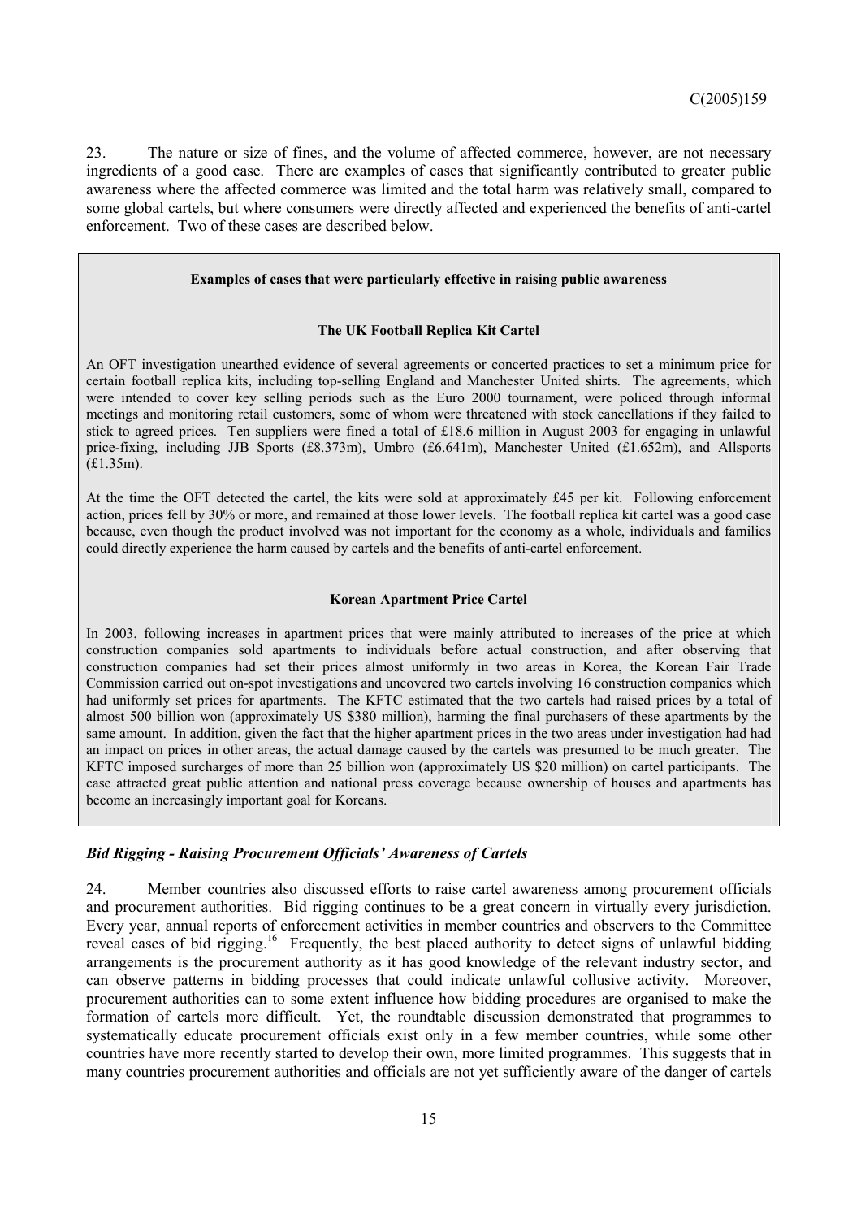23. The nature or size of fines, and the volume of affected commerce, however, are not necessary ingredients of a good case. There are examples of cases that significantly contributed to greater public awareness where the affected commerce was limited and the total harm was relatively small, compared to some global cartels, but where consumers were directly affected and experienced the benefits of anti-cartel enforcement. Two of these cases are described below.

**Examples of cases that were particularly effective in raising public awareness**

**The UK Football Replica Kit Cartel**

An OFT investigation unearthed evidence of several agreements or concerted practices to set a minimum price for certain football replica kits, including top-selling England and Manchester United shirts. The agreements, which were intended to cover key selling periods such as the Euro 2000 tournament, were policed through informal meetings and monitoring retail customers, some of whom were threatened with stock cancellations if they failed to stick to agreed prices. Ten suppliers were fined a total of £18.6 million in August 2003 for engaging in unlawful price-fixing, including JJB Sports (£8.373m), Umbro (£6.641m), Manchester United (£1.652m), and Allsports (£1.35m).

At the time the OFT detected the cartel, the kits were sold at approximately £45 per kit. Following enforcement action, prices fell by 30% or more, and remained at those lower levels. The football replica kit cartel was a good case because, even though the product involved was not important for the economy as a whole, individuals and families could directly experience the harm caused by cartels and the benefits of anti-cartel enforcement.

**Korean Apartment Price Cartel**

In 2003, following increases in apartment prices that were mainly attributed to increases of the price at which construction companies sold apartments to individuals before actual construction, and after observing that construction companies had set their prices almost uniformly in two areas in Korea, the Korean Fair Trade Commission carried out on-spot investigations and uncovered two cartels involving 16 construction companies which had uniformly set prices for apartments. The KFTC estimated that the two cartels had raised prices by a total of almost 500 billion won (approximately US $380 million), harming the final purchasers of these apartments by the same amount. In addition, given the fact that the higher apartment prices in the two areas under investigation had had an impact on prices in other areas, the actual damage caused by the cartels was presumed to be much greater. The KFTC imposed surcharges of more than 25 billion won (approximately US $20 million) on cartel participants. The case attracted great public attention and national press coverage because ownership of houses and apartments has become an increasingly important goal for Koreans.

### *Bid Rigging - Raising Procurement Officials' Awareness of Cartels*

24. Member countries also discussed efforts to raise cartel awareness among procurement officials and procurement authorities. Bid rigging continues to be a great concern in virtually every jurisdiction. Every year, annual reports of enforcement activities in member countries and observers to the Committee reveal cases of bid rigging.[16] Frequently, the best placed authority to detect signs of unlawful bidding arrangements is the procurement authority as it has good knowledge of the relevant industry sector, and can observe patterns in bidding processes that could indicate unlawful collusive activity. Moreover, procurement authorities can to some extent influence how bidding procedures are organised to make the formation of cartels more difficult. Yet, the roundtable discussion demonstrated that programmes to systematically educate procurement officials exist only in a few member countries, while some other countries have more recently started to develop their own, more limited programmes. This suggests that in many countries procurement authorities and officials are not yet sufficiently aware of the danger of cartels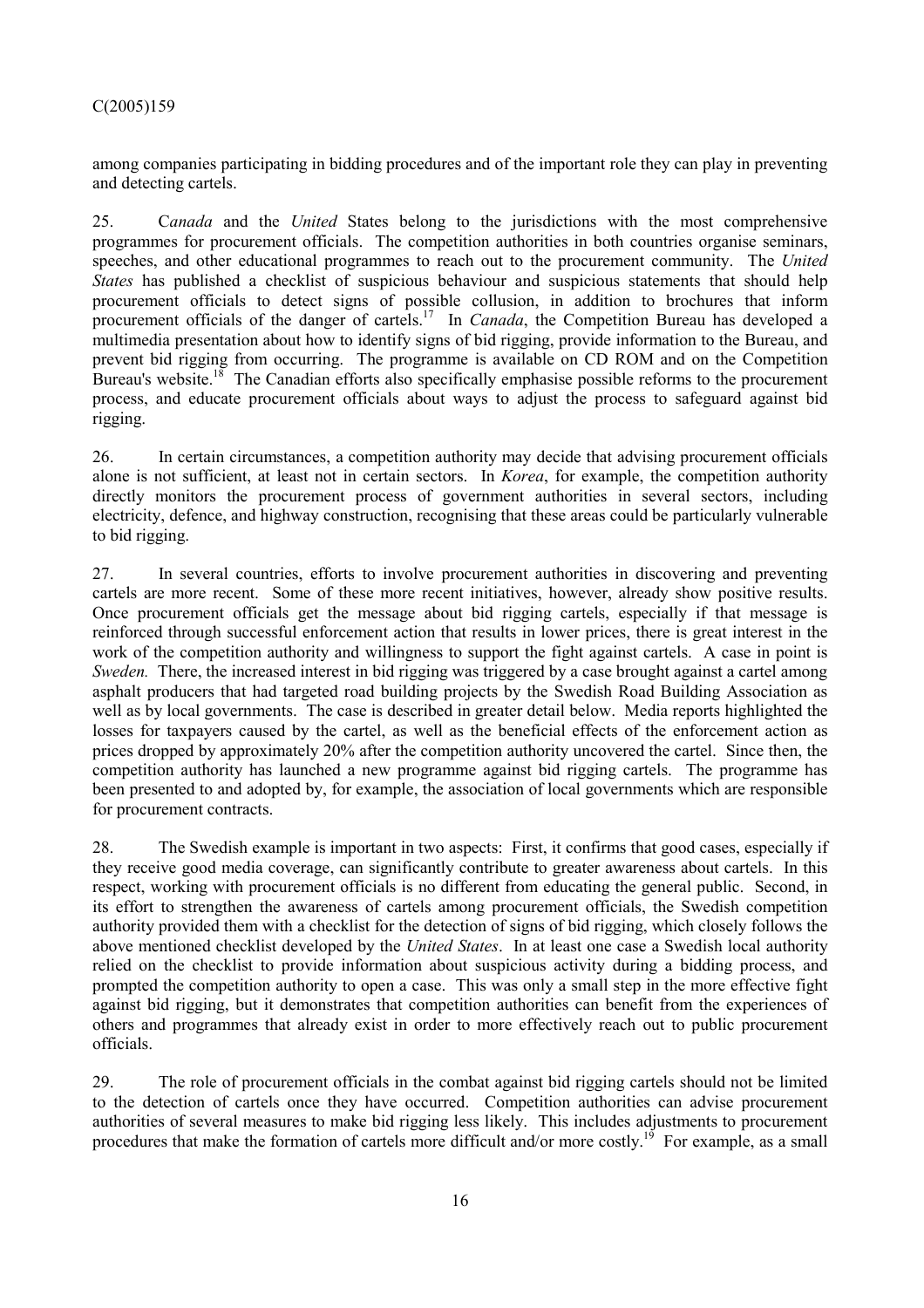among companies participating in bidding procedures and of the important role they can play in preventing and detecting cartels.

25. C*anada* and the *United* States belong to the jurisdictions with the most comprehensive programmes for procurement officials. The competition authorities in both countries organise seminars, speeches, and other educational programmes to reach out to the procurement community. The *United States* has published a checklist of suspicious behaviour and suspicious statements that should help procurement officials to detect signs of possible collusion, in addition to brochures that inform procurement officials of the danger of cartels.[17] In *Canada*, the Competition Bureau has developed a multimedia presentation about how to identify signs of bid rigging, provide information to the Bureau, and prevent bid rigging from occurring. The programme is available on CD ROM and on the Competition Bureau's website.[18] The Canadian efforts also specifically emphasise possible reforms to the procurement process, and educate procurement officials about ways to adjust the process to safeguard against bid rigging.

26. In certain circumstances, a competition authority may decide that advising procurement officials alone is not sufficient, at least not in certain sectors. In *Korea*, for example, the competition authority directly monitors the procurement process of government authorities in several sectors, including electricity, defence, and highway construction, recognising that these areas could be particularly vulnerable to bid rigging.

27. In several countries, efforts to involve procurement authorities in discovering and preventing cartels are more recent. Some of these more recent initiatives, however, already show positive results. Once procurement officials get the message about bid rigging cartels, especially if that message is reinforced through successful enforcement action that results in lower prices, there is great interest in the work of the competition authority and willingness to support the fight against cartels. A case in point is *Sweden.* There, the increased interest in bid rigging was triggered by a case brought against a cartel among asphalt producers that had targeted road building projects by the Swedish Road Building Association as well as by local governments. The case is described in greater detail below. Media reports highlighted the losses for taxpayers caused by the cartel, as well as the beneficial effects of the enforcement action as prices dropped by approximately 20% after the competition authority uncovered the cartel. Since then, the competition authority has launched a new programme against bid rigging cartels. The programme has been presented to and adopted by, for example, the association of local governments which are responsible for procurement contracts.

28. The Swedish example is important in two aspects: First, it confirms that good cases, especially if they receive good media coverage, can significantly contribute to greater awareness about cartels. In this respect, working with procurement officials is no different from educating the general public. Second, in its effort to strengthen the awareness of cartels among procurement officials, the Swedish competition authority provided them with a checklist for the detection of signs of bid rigging, which closely follows the above mentioned checklist developed by the *United States*. In at least one case a Swedish local authority relied on the checklist to provide information about suspicious activity during a bidding process, and prompted the competition authority to open a case. This was only a small step in the more effective fight against bid rigging, but it demonstrates that competition authorities can benefit from the experiences of others and programmes that already exist in order to more effectively reach out to public procurement officials.

29. The role of procurement officials in the combat against bid rigging cartels should not be limited to the detection of cartels once they have occurred. Competition authorities can advise procurement authorities of several measures to make bid rigging less likely. This includes adjustments to procurement procedures that make the formation of cartels more difficult and/or more costly.[19] For example, as a small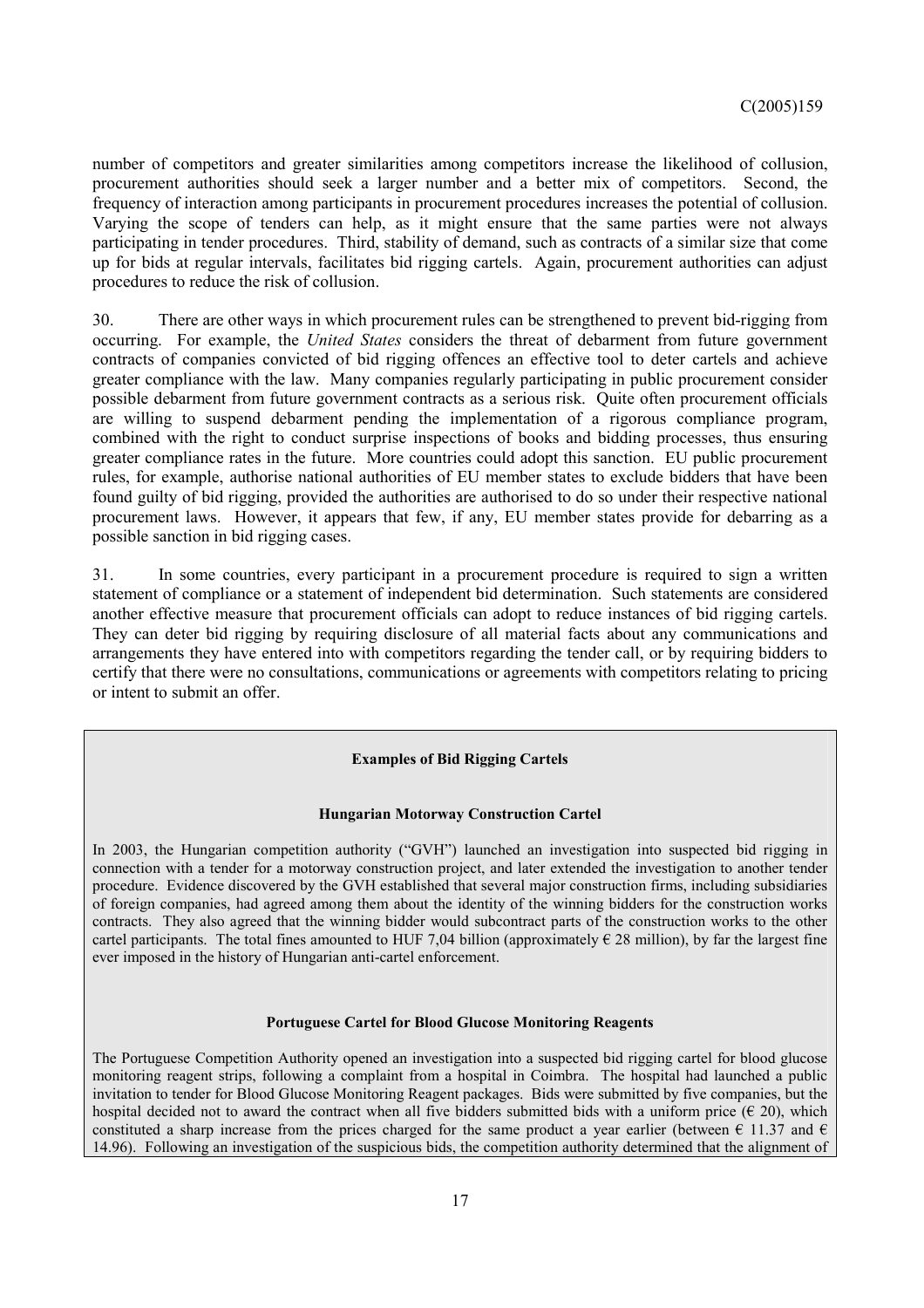number of competitors and greater similarities among competitors increase the likelihood of collusion, procurement authorities should seek a larger number and a better mix of competitors. Second, the frequency of interaction among participants in procurement procedures increases the potential of collusion. Varying the scope of tenders can help, as it might ensure that the same parties were not always participating in tender procedures. Third, stability of demand, such as contracts of a similar size that come up for bids at regular intervals, facilitates bid rigging cartels. Again, procurement authorities can adjust procedures to reduce the risk of collusion.

30. There are other ways in which procurement rules can be strengthened to prevent bid-rigging from occurring. For example, the *United States* considers the threat of debarment from future government contracts of companies convicted of bid rigging offences an effective tool to deter cartels and achieve greater compliance with the law. Many companies regularly participating in public procurement consider possible debarment from future government contracts as a serious risk. Quite often procurement officials are willing to suspend debarment pending the implementation of a rigorous compliance program, combined with the right to conduct surprise inspections of books and bidding processes, thus ensuring greater compliance rates in the future. More countries could adopt this sanction. EU public procurement rules, for example, authorise national authorities of EU member states to exclude bidders that have been found guilty of bid rigging, provided the authorities are authorised to do so under their respective national procurement laws. However, it appears that few, if any, EU member states provide for debarring as a possible sanction in bid rigging cases.

31. In some countries, every participant in a procurement procedure is required to sign a written statement of compliance or a statement of independent bid determination. Such statements are considered another effective measure that procurement officials can adopt to reduce instances of bid rigging cartels. They can deter bid rigging by requiring disclosure of all material facts about any communications and arrangements they have entered into with competitors regarding the tender call, or by requiring bidders to certify that there were no consultations, communications or agreements with competitors relating to pricing or intent to submit an offer.

**Examples of Bid Rigging Cartels**

**Hungarian Motorway Construction Cartel**

In 2003, the Hungarian competition authority ("GVH") launched an investigation into suspected bid rigging in connection with a tender for a motorway construction project, and later extended the investigation to another tender procedure. Evidence discovered by the GVH established that several major construction firms, including subsidiaries of foreign companies, had agreed among them about the identity of the winning bidders for the construction works contracts. They also agreed that the winning bidder would subcontract parts of the construction works to the other cartel participants. The total fines amounted to HUF 7,04 billion (approximately € 28 million), by far the largest fine ever imposed in the history of Hungarian anti-cartel enforcement.

**Portuguese Cartel for Blood Glucose Monitoring Reagents**

The Portuguese Competition Authority opened an investigation into a suspected bid rigging cartel for blood glucose monitoring reagent strips, following a complaint from a hospital in Coimbra. The hospital had launched a public invitation to tender for Blood Glucose Monitoring Reagent packages. Bids were submitted by five companies, but the hospital decided not to award the contract when all five bidders submitted bids with a uniform price (€ 20), which constituted a sharp increase from the prices charged for the same product a year earlier (between € 11.37 and € 14.96). Following an investigation of the suspicious bids, the competition authority determined that the alignment of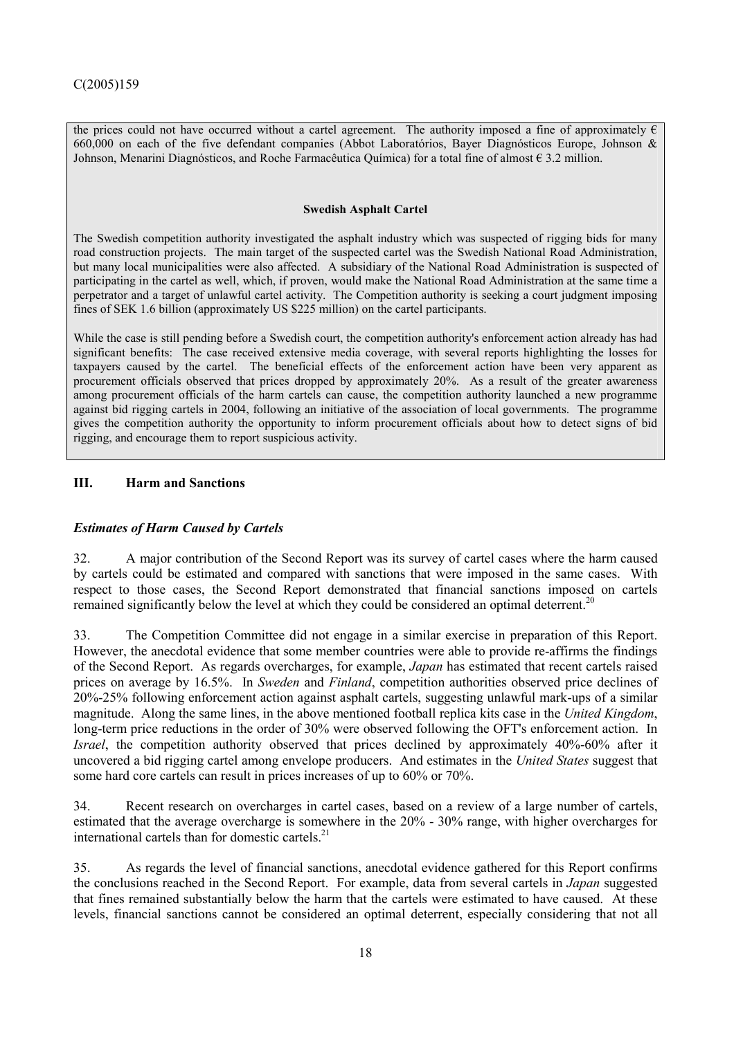the prices could not have occurred without a cartel agreement. The authority imposed a fine of approximately € 660,000 on each of the five defendant companies (Abbot Laboratórios, Bayer Diagnósticos Europe, Johnson & Johnson, Menarini Diagnósticos, and Roche Farmacêutica Química) for a total fine of almost € 3.2 million.

**Swedish Asphalt Cartel**

The Swedish competition authority investigated the asphalt industry which was suspected of rigging bids for many road construction projects. The main target of the suspected cartel was the Swedish National Road Administration, but many local municipalities were also affected. A subsidiary of the National Road Administration is suspected of participating in the cartel as well, which, if proven, would make the National Road Administration at the same time a perpetrator and a target of unlawful cartel activity. The Competition authority is seeking a court judgment imposing fines of SEK 1.6 billion (approximately US $225 million) on the cartel participants.

While the case is still pending before a Swedish court, the competition authority's enforcement action already has had significant benefits: The case received extensive media coverage, with several reports highlighting the losses for taxpayers caused by the cartel. The beneficial effects of the enforcement action have been very apparent as procurement officials observed that prices dropped by approximately 20%. As a result of the greater awareness among procurement officials of the harm cartels can cause, the competition authority launched a new programme against bid rigging cartels in 2004, following an initiative of the association of local governments. The programme gives the competition authority the opportunity to inform procurement officials about how to detect signs of bid rigging, and encourage them to report suspicious activity.

## III. Harm and Sanctions

### *Estimates of Harm Caused by Cartels*

32. A major contribution of the Second Report was its survey of cartel cases where the harm caused by cartels could be estimated and compared with sanctions that were imposed in the same cases. With respect to those cases, the Second Report demonstrated that financial sanctions imposed on cartels remained significantly below the level at which they could be considered an optimal deterrent.[20]

33. The Competition Committee did not engage in a similar exercise in preparation of this Report. However, the anecdotal evidence that some member countries were able to provide re-affirms the findings of the Second Report. As regards overcharges, for example, *Japan* has estimated that recent cartels raised prices on average by 16.5%. In *Sweden* and *Finland*, competition authorities observed price declines of 20%-25% following enforcement action against asphalt cartels, suggesting unlawful mark-ups of a similar magnitude. Along the same lines, in the above mentioned football replica kits case in the *United Kingdom*, long-term price reductions in the order of 30% were observed following the OFT's enforcement action. In *Israel*, the competition authority observed that prices declined by approximately 40%-60% after it uncovered a bid rigging cartel among envelope producers. And estimates in the *United States* suggest that some hard core cartels can result in prices increases of up to 60% or 70%.

34. Recent research on overcharges in cartel cases, based on a review of a large number of cartels, estimated that the average overcharge is somewhere in the 20% - 30% range, with higher overcharges for international cartels than for domestic cartels.[21]

35. As regards the level of financial sanctions, anecdotal evidence gathered for this Report confirms the conclusions reached in the Second Report. For example, data from several cartels in *Japan* suggested that fines remained substantially below the harm that the cartels were estimated to have caused. At these levels, financial sanctions cannot be considered an optimal deterrent, especially considering that not all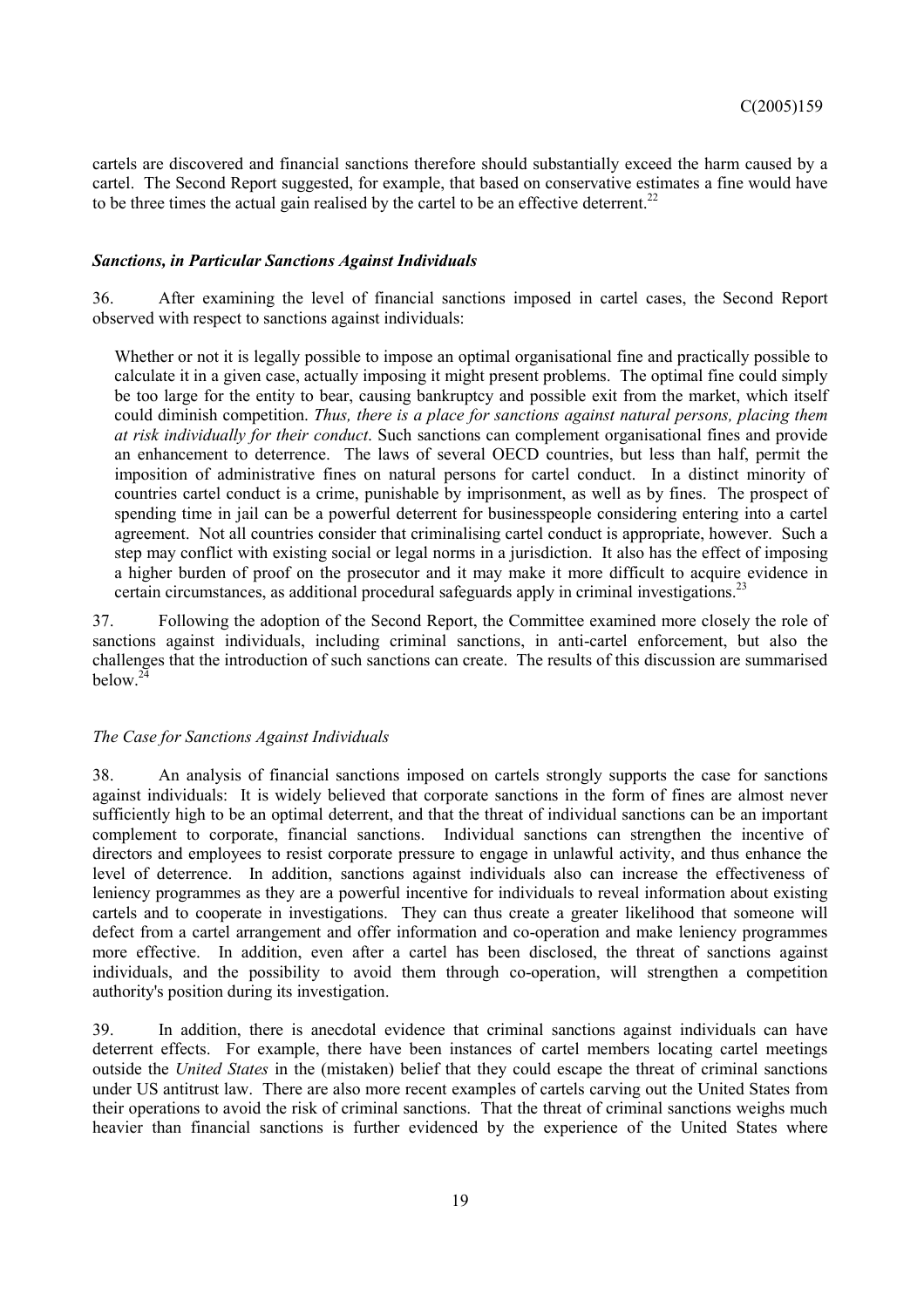cartels are discovered and financial sanctions therefore should substantially exceed the harm caused by a cartel. The Second Report suggested, for example, that based on conservative estimates a fine would have to be three times the actual gain realised by the cartel to be an effective deterrent.[22]

### *Sanctions, in Particular Sanctions Against Individuals*

36. After examining the level of financial sanctions imposed in cartel cases, the Second Report observed with respect to sanctions against individuals:

> Whether or not it is legally possible to impose an optimal organisational fine and practically possible to calculate it in a given case, actually imposing it might present problems. The optimal fine could simply be too large for the entity to bear, causing bankruptcy and possible exit from the market, which itself could diminish competition. *Thus, there is a place for sanctions against natural persons, placing them at risk individually for their conduct*. Such sanctions can complement organisational fines and provide an enhancement to deterrence. The laws of several OECD countries, but less than half, permit the imposition of administrative fines on natural persons for cartel conduct. In a distinct minority of countries cartel conduct is a crime, punishable by imprisonment, as well as by fines. The prospect of spending time in jail can be a powerful deterrent for businesspeople considering entering into a cartel agreement. Not all countries consider that criminalising cartel conduct is appropriate, however. Such a step may conflict with existing social or legal norms in a jurisdiction. It also has the effect of imposing a higher burden of proof on the prosecutor and it may make it more difficult to acquire evidence in certain circumstances, as additional procedural safeguards apply in criminal investigations.[23]

37. Following the adoption of the Second Report, the Committee examined more closely the role of sanctions against individuals, including criminal sanctions, in anti-cartel enforcement, but also the challenges that the introduction of such sanctions can create. The results of this discussion are summarised below.[24]

#### *The Case for Sanctions Against Individuals*

38. An analysis of financial sanctions imposed on cartels strongly supports the case for sanctions against individuals: It is widely believed that corporate sanctions in the form of fines are almost never sufficiently high to be an optimal deterrent, and that the threat of individual sanctions can be an important complement to corporate, financial sanctions. Individual sanctions can strengthen the incentive of directors and employees to resist corporate pressure to engage in unlawful activity, and thus enhance the level of deterrence. In addition, sanctions against individuals also can increase the effectiveness of leniency programmes as they are a powerful incentive for individuals to reveal information about existing cartels and to cooperate in investigations. They can thus create a greater likelihood that someone will defect from a cartel arrangement and offer information and co-operation and make leniency programmes more effective. In addition, even after a cartel has been disclosed, the threat of sanctions against individuals, and the possibility to avoid them through co-operation, will strengthen a competition authority's position during its investigation.

39. In addition, there is anecdotal evidence that criminal sanctions against individuals can have deterrent effects. For example, there have been instances of cartel members locating cartel meetings outside the *United States* in the (mistaken) belief that they could escape the threat of criminal sanctions under US antitrust law. There are also more recent examples of cartels carving out the United States from their operations to avoid the risk of criminal sanctions. That the threat of criminal sanctions weighs much heavier than financial sanctions is further evidenced by the experience of the United States where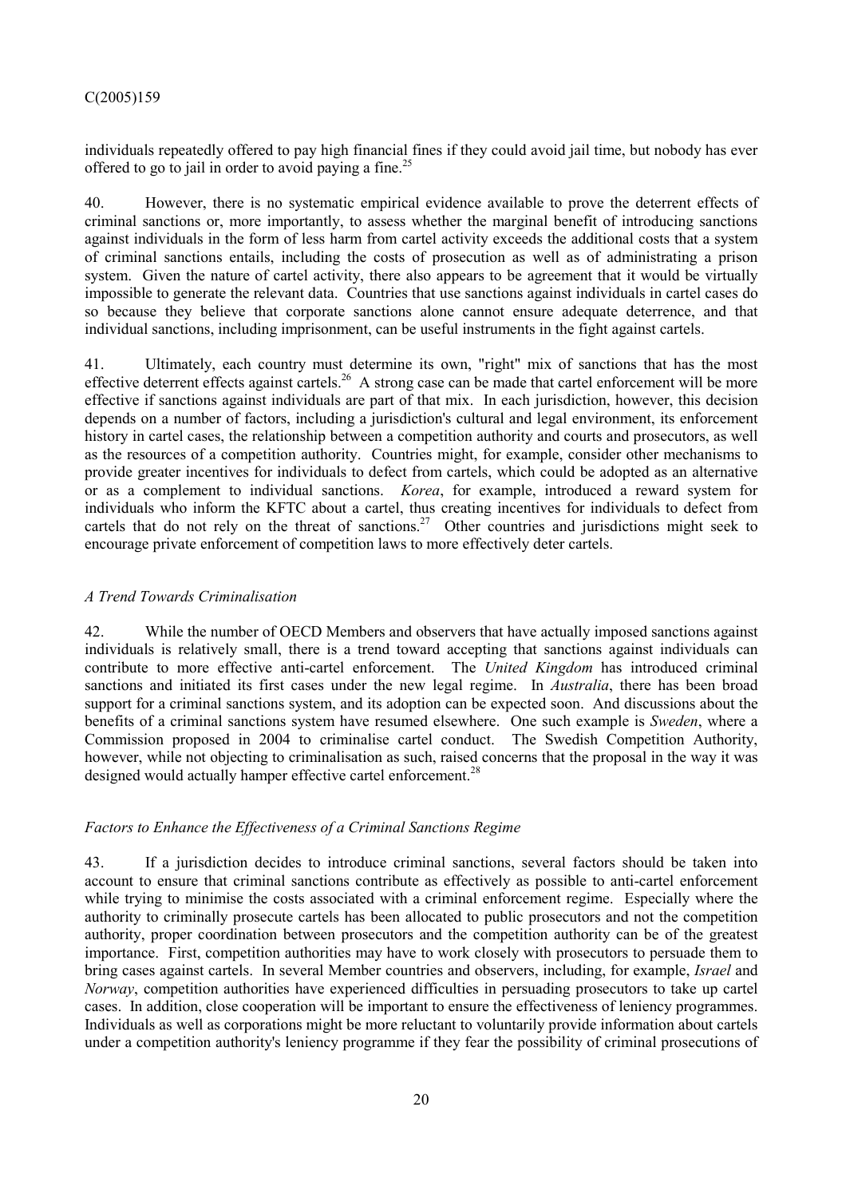individuals repeatedly offered to pay high financial fines if they could avoid jail time, but nobody has ever offered to go to jail in order to avoid paying a fine.[25]

40. However, there is no systematic empirical evidence available to prove the deterrent effects of criminal sanctions or, more importantly, to assess whether the marginal benefit of introducing sanctions against individuals in the form of less harm from cartel activity exceeds the additional costs that a system of criminal sanctions entails, including the costs of prosecution as well as of administrating a prison system. Given the nature of cartel activity, there also appears to be agreement that it would be virtually impossible to generate the relevant data. Countries that use sanctions against individuals in cartel cases do so because they believe that corporate sanctions alone cannot ensure adequate deterrence, and that individual sanctions, including imprisonment, can be useful instruments in the fight against cartels.

41. Ultimately, each country must determine its own, "right" mix of sanctions that has the most effective deterrent effects against cartels.[26] A strong case can be made that cartel enforcement will be more effective if sanctions against individuals are part of that mix. In each jurisdiction, however, this decision depends on a number of factors, including a jurisdiction's cultural and legal environment, its enforcement history in cartel cases, the relationship between a competition authority and courts and prosecutors, as well as the resources of a competition authority. Countries might, for example, consider other mechanisms to provide greater incentives for individuals to defect from cartels, which could be adopted as an alternative or as a complement to individual sanctions. *Korea*, for example, introduced a reward system for individuals who inform the KFTC about a cartel, thus creating incentives for individuals to defect from cartels that do not rely on the threat of sanctions.[27] Other countries and jurisdictions might seek to encourage private enforcement of competition laws to more effectively deter cartels.

### *A Trend Towards Criminalisation*

42. While the number of OECD Members and observers that have actually imposed sanctions against individuals is relatively small, there is a trend toward accepting that sanctions against individuals can contribute to more effective anti-cartel enforcement. The *United Kingdom* has introduced criminal sanctions and initiated its first cases under the new legal regime. In *Australia*, there has been broad support for a criminal sanctions system, and its adoption can be expected soon. And discussions about the benefits of a criminal sanctions system have resumed elsewhere. One such example is *Sweden*, where a Commission proposed in 2004 to criminalise cartel conduct. The Swedish Competition Authority, however, while not objecting to criminalisation as such, raised concerns that the proposal in the way it was designed would actually hamper effective cartel enforcement.[28]

### *Factors to Enhance the Effectiveness of a Criminal Sanctions Regime*

43. If a jurisdiction decides to introduce criminal sanctions, several factors should be taken into account to ensure that criminal sanctions contribute as effectively as possible to anti-cartel enforcement while trying to minimise the costs associated with a criminal enforcement regime. Especially where the authority to criminally prosecute cartels has been allocated to public prosecutors and not the competition authority, proper coordination between prosecutors and the competition authority can be of the greatest importance. First, competition authorities may have to work closely with prosecutors to persuade them to bring cases against cartels. In several Member countries and observers, including, for example, *Israel* and *Norway*, competition authorities have experienced difficulties in persuading prosecutors to take up cartel cases. In addition, close cooperation will be important to ensure the effectiveness of leniency programmes. Individuals as well as corporations might be more reluctant to voluntarily provide information about cartels under a competition authority's leniency programme if they fear the possibility of criminal prosecutions of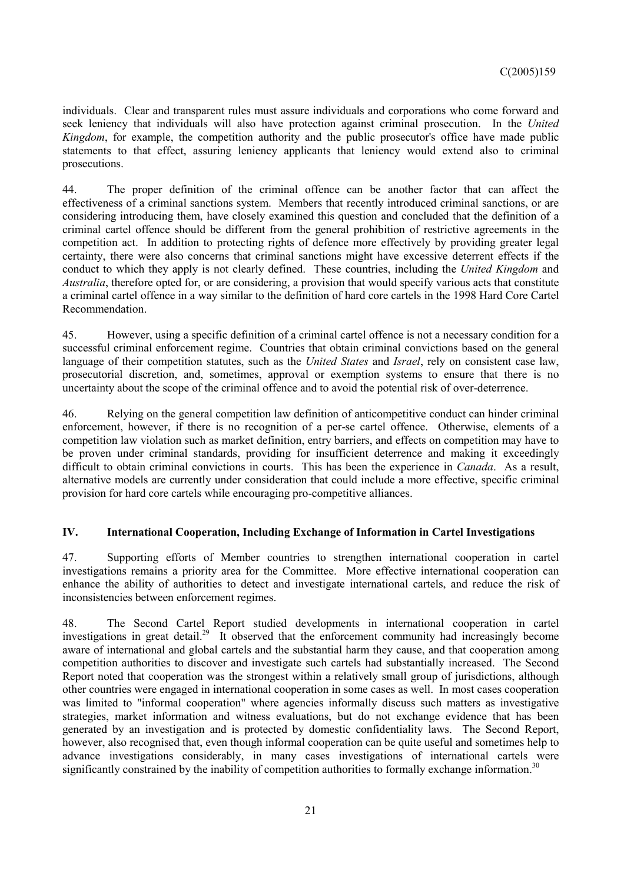individuals. Clear and transparent rules must assure individuals and corporations who come forward and seek leniency that individuals will also have protection against criminal prosecution. In the *United Kingdom*, for example, the competition authority and the public prosecutor's office have made public statements to that effect, assuring leniency applicants that leniency would extend also to criminal prosecutions.

44. The proper definition of the criminal offence can be another factor that can affect the effectiveness of a criminal sanctions system. Members that recently introduced criminal sanctions, or are considering introducing them, have closely examined this question and concluded that the definition of a criminal cartel offence should be different from the general prohibition of restrictive agreements in the competition act. In addition to protecting rights of defence more effectively by providing greater legal certainty, there were also concerns that criminal sanctions might have excessive deterrent effects if the conduct to which they apply is not clearly defined. These countries, including the *United Kingdom* and *Australia*, therefore opted for, or are considering, a provision that would specify various acts that constitute a criminal cartel offence in a way similar to the definition of hard core cartels in the 1998 Hard Core Cartel Recommendation.

45. However, using a specific definition of a criminal cartel offence is not a necessary condition for a successful criminal enforcement regime. Countries that obtain criminal convictions based on the general language of their competition statutes, such as the *United States* and *Israel*, rely on consistent case law, prosecutorial discretion, and, sometimes, approval or exemption systems to ensure that there is no uncertainty about the scope of the criminal offence and to avoid the potential risk of over-deterrence.

46. Relying on the general competition law definition of anticompetitive conduct can hinder criminal enforcement, however, if there is no recognition of a per-se cartel offence. Otherwise, elements of a competition law violation such as market definition, entry barriers, and effects on competition may have to be proven under criminal standards, providing for insufficient deterrence and making it exceedingly difficult to obtain criminal convictions in courts. This has been the experience in *Canada*. As a result, alternative models are currently under consideration that could include a more effective, specific criminal provision for hard core cartels while encouraging pro-competitive alliances.

## IV. International Cooperation, Including Exchange of Information in Cartel Investigations

47. Supporting efforts of Member countries to strengthen international cooperation in cartel investigations remains a priority area for the Committee. More effective international cooperation can enhance the ability of authorities to detect and investigate international cartels, and reduce the risk of inconsistencies between enforcement regimes.

48. The Second Cartel Report studied developments in international cooperation in cartel investigations in great detail.[29] It observed that the enforcement community had increasingly become aware of international and global cartels and the substantial harm they cause, and that cooperation among competition authorities to discover and investigate such cartels had substantially increased. The Second Report noted that cooperation was the strongest within a relatively small group of jurisdictions, although other countries were engaged in international cooperation in some cases as well. In most cases cooperation was limited to "informal cooperation" where agencies informally discuss such matters as investigative strategies, market information and witness evaluations, but do not exchange evidence that has been generated by an investigation and is protected by domestic confidentiality laws. The Second Report, however, also recognised that, even though informal cooperation can be quite useful and sometimes help to advance investigations considerably, in many cases investigations of international cartels were significantly constrained by the inability of competition authorities to formally exchange information.[30]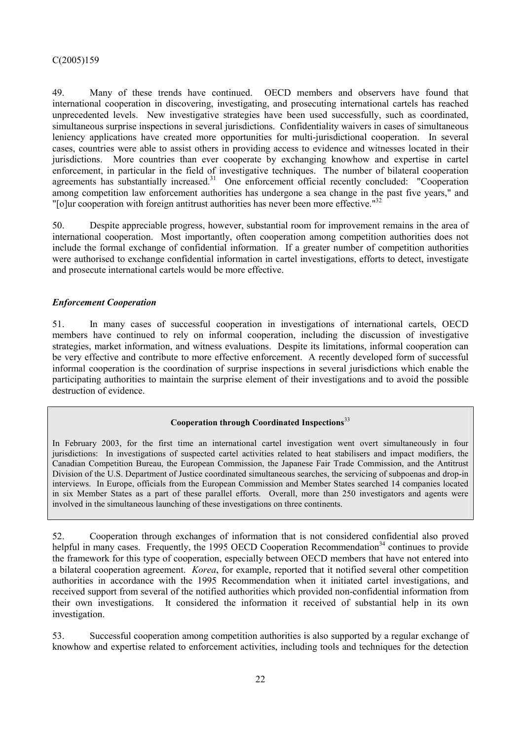49. Many of these trends have continued. OECD members and observers have found that international cooperation in discovering, investigating, and prosecuting international cartels has reached unprecedented levels. New investigative strategies have been used successfully, such as coordinated, simultaneous surprise inspections in several jurisdictions. Confidentiality waivers in cases of simultaneous leniency applications have created more opportunities for multi-jurisdictional cooperation. In several cases, countries were able to assist others in providing access to evidence and witnesses located in their jurisdictions. More countries than ever cooperate by exchanging knowhow and expertise in cartel enforcement, in particular in the field of investigative techniques. The number of bilateral cooperation agreements has substantially increased.[31] One enforcement official recently concluded: "Cooperation among competition law enforcement authorities has undergone a sea change in the past five years," and "[o]ur cooperation with foreign antitrust authorities has never been more effective."[32]

50. Despite appreciable progress, however, substantial room for improvement remains in the area of international cooperation. Most importantly, often cooperation among competition authorities does not include the formal exchange of confidential information. If a greater number of competition authorities were authorised to exchange confidential information in cartel investigations, efforts to detect, investigate and prosecute international cartels would be more effective.

### *Enforcement Cooperation*

51. In many cases of successful cooperation in investigations of international cartels, OECD members have continued to rely on informal cooperation, including the discussion of investigative strategies, market information, and witness evaluations. Despite its limitations, informal cooperation can be very effective and contribute to more effective enforcement. A recently developed form of successful informal cooperation is the coordination of surprise inspections in several jurisdictions which enable the participating authorities to maintain the surprise element of their investigations and to avoid the possible destruction of evidence.

**Cooperation through Coordinated Inspections**[33]

In February 2003, for the first time an international cartel investigation went overt simultaneously in four jurisdictions: In investigations of suspected cartel activities related to heat stabilisers and impact modifiers, the Canadian Competition Bureau, the European Commission, the Japanese Fair Trade Commission, and the Antitrust Division of the U.S. Department of Justice coordinated simultaneous searches, the servicing of subpoenas and drop-in interviews. In Europe, officials from the European Commission and Member States searched 14 companies located in six Member States as a part of these parallel efforts. Overall, more than 250 investigators and agents were involved in the simultaneous launching of these investigations on three continents.

52. Cooperation through exchanges of information that is not considered confidential also proved helpful in many cases. Frequently, the 1995 OECD Cooperation Recommendation[34] continues to provide the framework for this type of cooperation, especially between OECD members that have not entered into a bilateral cooperation agreement. *Korea*, for example, reported that it notified several other competition authorities in accordance with the 1995 Recommendation when it initiated cartel investigations, and received support from several of the notified authorities which provided non-confidential information from their own investigations. It considered the information it received of substantial help in its own investigation.

53. Successful cooperation among competition authorities is also supported by a regular exchange of knowhow and expertise related to enforcement activities, including tools and techniques for the detection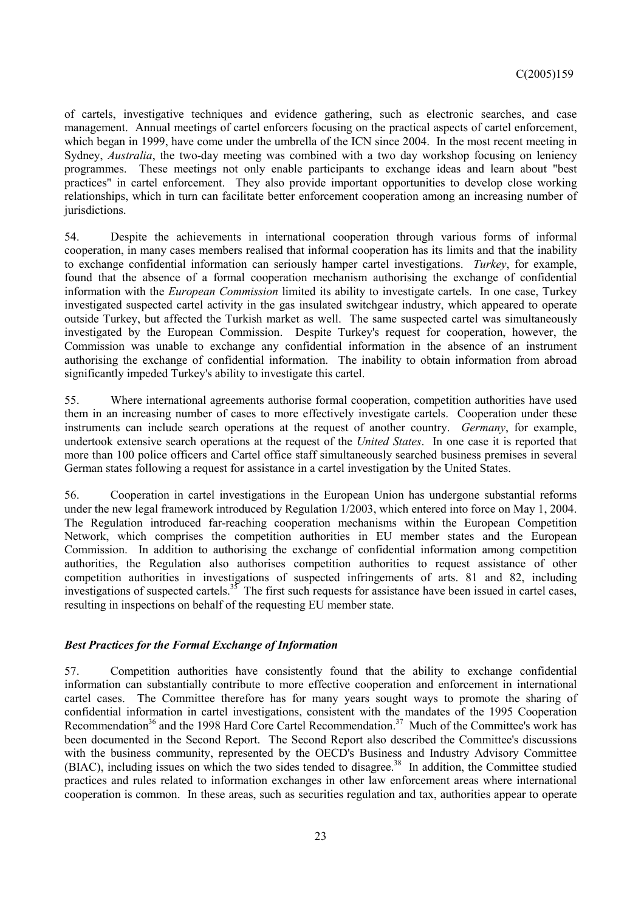of cartels, investigative techniques and evidence gathering, such as electronic searches, and case management. Annual meetings of cartel enforcers focusing on the practical aspects of cartel enforcement, which began in 1999, have come under the umbrella of the ICN since 2004. In the most recent meeting in Sydney, *Australia*, the two-day meeting was combined with a two day workshop focusing on leniency programmes. These meetings not only enable participants to exchange ideas and learn about "best practices" in cartel enforcement. They also provide important opportunities to develop close working relationships, which in turn can facilitate better enforcement cooperation among an increasing number of jurisdictions.

54. Despite the achievements in international cooperation through various forms of informal cooperation, in many cases members realised that informal cooperation has its limits and that the inability to exchange confidential information can seriously hamper cartel investigations. *Turkey*, for example, found that the absence of a formal cooperation mechanism authorising the exchange of confidential information with the *European Commission* limited its ability to investigate cartels. In one case, Turkey investigated suspected cartel activity in the gas insulated switchgear industry, which appeared to operate outside Turkey, but affected the Turkish market as well. The same suspected cartel was simultaneously investigated by the European Commission. Despite Turkey's request for cooperation, however, the Commission was unable to exchange any confidential information in the absence of an instrument authorising the exchange of confidential information. The inability to obtain information from abroad significantly impeded Turkey's ability to investigate this cartel.

55. Where international agreements authorise formal cooperation, competition authorities have used them in an increasing number of cases to more effectively investigate cartels. Cooperation under these instruments can include search operations at the request of another country. *Germany*, for example, undertook extensive search operations at the request of the *United States*. In one case it is reported that more than 100 police officers and Cartel office staff simultaneously searched business premises in several German states following a request for assistance in a cartel investigation by the United States.

56. Cooperation in cartel investigations in the European Union has undergone substantial reforms under the new legal framework introduced by Regulation 1/2003, which entered into force on May 1, 2004. The Regulation introduced far-reaching cooperation mechanisms within the European Competition Network, which comprises the competition authorities in EU member states and the European Commission. In addition to authorising the exchange of confidential information among competition authorities, the Regulation also authorises competition authorities to request assistance of other competition authorities in investigations of suspected infringements of arts. 81 and 82, including investigations of suspected cartels.[35] The first such requests for assistance have been issued in cartel cases, resulting in inspections on behalf of the requesting EU member state.

### *Best Practices for the Formal Exchange of Information*

57. Competition authorities have consistently found that the ability to exchange confidential information can substantially contribute to more effective cooperation and enforcement in international cartel cases. The Committee therefore has for many years sought ways to promote the sharing of confidential information in cartel investigations, consistent with the mandates of the 1995 Cooperation Recommendation[36] and the 1998 Hard Core Cartel Recommendation.[37] Much of the Committee's work has been documented in the Second Report. The Second Report also described the Committee's discussions with the business community, represented by the OECD's Business and Industry Advisory Committee (BIAC), including issues on which the two sides tended to disagree.[38] In addition, the Committee studied practices and rules related to information exchanges in other law enforcement areas where international cooperation is common. In these areas, such as securities regulation and tax, authorities appear to operate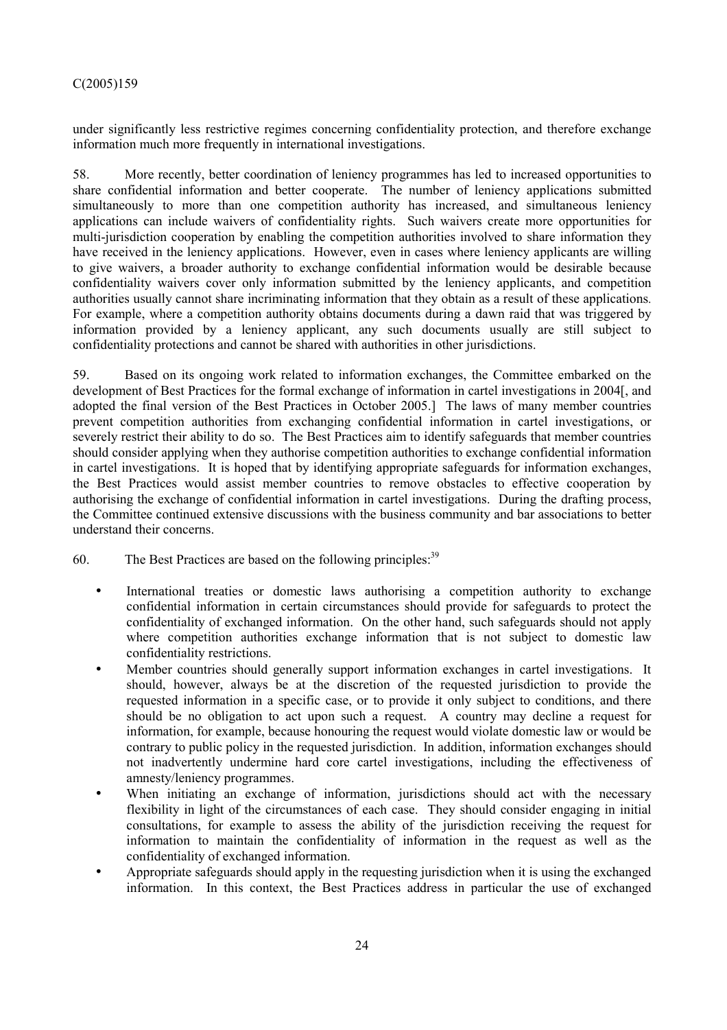under significantly less restrictive regimes concerning confidentiality protection, and therefore exchange information much more frequently in international investigations.

58. More recently, better coordination of leniency programmes has led to increased opportunities to share confidential information and better cooperate. The number of leniency applications submitted simultaneously to more than one competition authority has increased, and simultaneous leniency applications can include waivers of confidentiality rights. Such waivers create more opportunities for multi-jurisdiction cooperation by enabling the competition authorities involved to share information they have received in the leniency applications. However, even in cases where leniency applicants are willing to give waivers, a broader authority to exchange confidential information would be desirable because confidentiality waivers cover only information submitted by the leniency applicants, and competition authorities usually cannot share incriminating information that they obtain as a result of these applications. For example, where a competition authority obtains documents during a dawn raid that was triggered by information provided by a leniency applicant, any such documents usually are still subject to confidentiality protections and cannot be shared with authorities in other jurisdictions.

59. Based on its ongoing work related to information exchanges, the Committee embarked on the development of Best Practices for the formal exchange of information in cartel investigations in 2004[, and adopted the final version of the Best Practices in October 2005.] The laws of many member countries prevent competition authorities from exchanging confidential information in cartel investigations, or severely restrict their ability to do so. The Best Practices aim to identify safeguards that member countries should consider applying when they authorise competition authorities to exchange confidential information in cartel investigations. It is hoped that by identifying appropriate safeguards for information exchanges, the Best Practices would assist member countries to remove obstacles to effective cooperation by authorising the exchange of confidential information in cartel investigations. During the drafting process, the Committee continued extensive discussions with the business community and bar associations to better understand their concerns.

60. The Best Practices are based on the following principles:[39]

- International treaties or domestic laws authorising a competition authority to exchange confidential information in certain circumstances should provide for safeguards to protect the confidentiality of exchanged information. On the other hand, such safeguards should not apply where competition authorities exchange information that is not subject to domestic law confidentiality restrictions.
- Member countries should generally support information exchanges in cartel investigations. It should, however, always be at the discretion of the requested jurisdiction to provide the requested information in a specific case, or to provide it only subject to conditions, and there should be no obligation to act upon such a request. A country may decline a request for information, for example, because honouring the request would violate domestic law or would be contrary to public policy in the requested jurisdiction. In addition, information exchanges should not inadvertently undermine hard core cartel investigations, including the effectiveness of amnesty/leniency programmes.
- When initiating an exchange of information, jurisdictions should act with the necessary flexibility in light of the circumstances of each case. They should consider engaging in initial consultations, for example to assess the ability of the jurisdiction receiving the request for information to maintain the confidentiality of information in the request as well as the confidentiality of exchanged information.
- Appropriate safeguards should apply in the requesting jurisdiction when it is using the exchanged information. In this context, the Best Practices address in particular the use of exchanged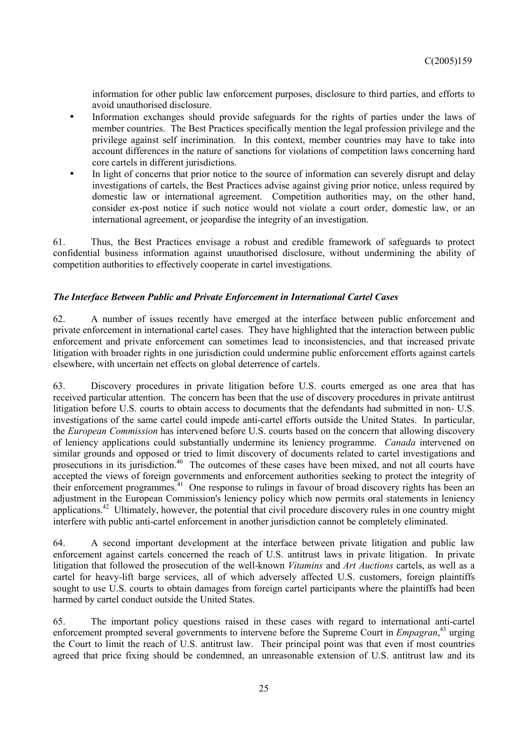information for other public law enforcement purposes, disclosure to third parties, and efforts to avoid unauthorised disclosure.

- Information exchanges should provide safeguards for the rights of parties under the laws of member countries. The Best Practices specifically mention the legal profession privilege and the privilege against self incrimination. In this context, member countries may have to take into account differences in the nature of sanctions for violations of competition laws concerning hard core cartels in different jurisdictions.
- In light of concerns that prior notice to the source of information can severely disrupt and delay investigations of cartels, the Best Practices advise against giving prior notice, unless required by domestic law or international agreement. Competition authorities may, on the other hand, consider ex-post notice if such notice would not violate a court order, domestic law, or an international agreement, or jeopardise the integrity of an investigation.

61. Thus, the Best Practices envisage a robust and credible framework of safeguards to protect confidential business information against unauthorised disclosure, without undermining the ability of competition authorities to effectively cooperate in cartel investigations.

### *The Interface Between Public and Private Enforcement in International Cartel Cases*

62. A number of issues recently have emerged at the interface between public enforcement and private enforcement in international cartel cases. They have highlighted that the interaction between public enforcement and private enforcement can sometimes lead to inconsistencies, and that increased private litigation with broader rights in one jurisdiction could undermine public enforcement efforts against cartels elsewhere, with uncertain net effects on global deterrence of cartels.

63. Discovery procedures in private litigation before U.S. courts emerged as one area that has received particular attention. The concern has been that the use of discovery procedures in private antitrust litigation before U.S. courts to obtain access to documents that the defendants had submitted in non- U.S. investigations of the same cartel could impede anti-cartel efforts outside the United States. In particular, the *European Commission* has intervened before U.S. courts based on the concern that allowing discovery of leniency applications could substantially undermine its leniency programme. *Canada* intervened on similar grounds and opposed or tried to limit discovery of documents related to cartel investigations and prosecutions in its jurisdiction.[40] The outcomes of these cases have been mixed, and not all courts have accepted the views of foreign governments and enforcement authorities seeking to protect the integrity of their enforcement programmes.[41] One response to rulings in favour of broad discovery rights has been an adjustment in the European Commission's leniency policy which now permits oral statements in leniency applications.[42] Ultimately, however, the potential that civil procedure discovery rules in one country might interfere with public anti-cartel enforcement in another jurisdiction cannot be completely eliminated.

64. A second important development at the interface between private litigation and public law enforcement against cartels concerned the reach of U.S. antitrust laws in private litigation. In private litigation that followed the prosecution of the well-known *Vitamins* and *Art Auctions* cartels, as well as a cartel for heavy-lift barge services, all of which adversely affected U.S. customers, foreign plaintiffs sought to use U.S. courts to obtain damages from foreign cartel participants where the plaintiffs had been harmed by cartel conduct outside the United States.

65. The important policy questions raised in these cases with regard to international anti-cartel enforcement prompted several governments to intervene before the Supreme Court in *Empagran*,[43] urging the Court to limit the reach of U.S. antitrust law. Their principal point was that even if most countries agreed that price fixing should be condemned, an unreasonable extension of U.S. antitrust law and its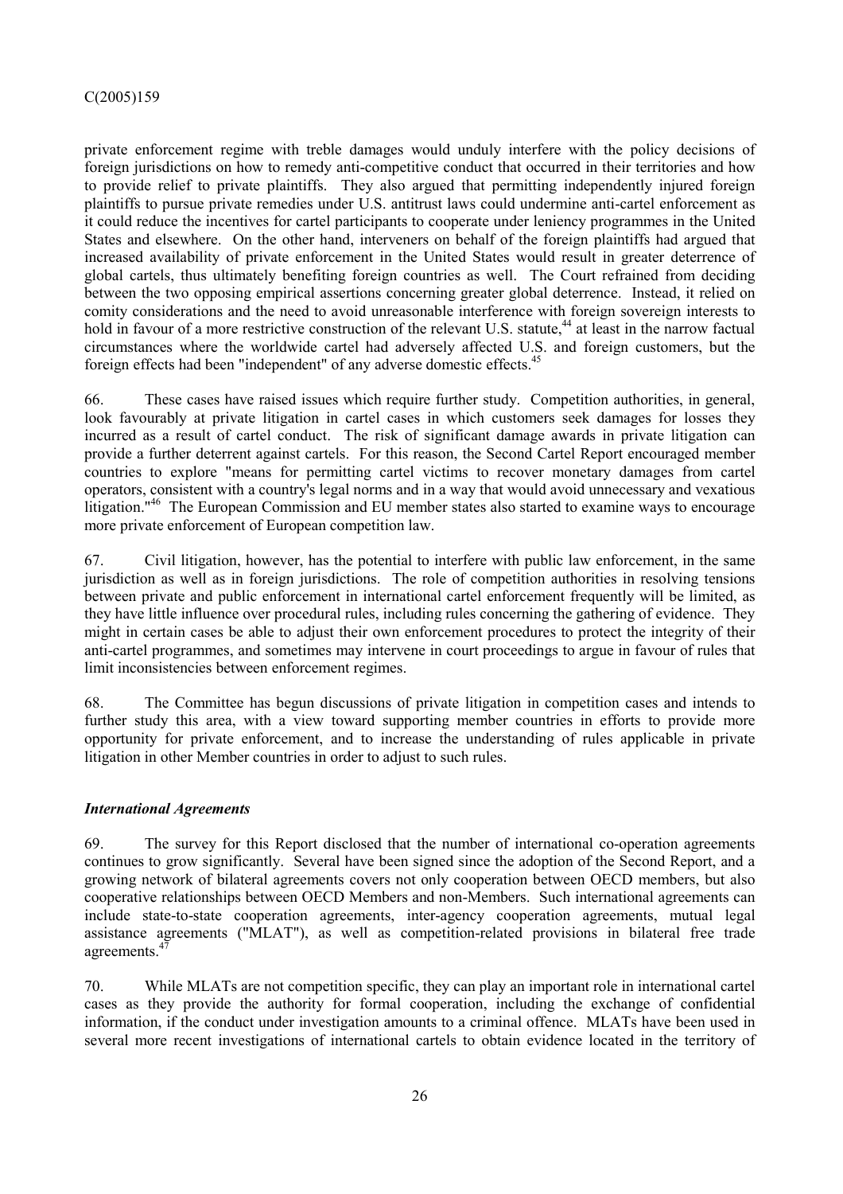private enforcement regime with treble damages would unduly interfere with the policy decisions of foreign jurisdictions on how to remedy anti-competitive conduct that occurred in their territories and how to provide relief to private plaintiffs. They also argued that permitting independently injured foreign plaintiffs to pursue private remedies under U.S. antitrust laws could undermine anti-cartel enforcement as it could reduce the incentives for cartel participants to cooperate under leniency programmes in the United States and elsewhere. On the other hand, interveners on behalf of the foreign plaintiffs had argued that increased availability of private enforcement in the United States would result in greater deterrence of global cartels, thus ultimately benefiting foreign countries as well. The Court refrained from deciding between the two opposing empirical assertions concerning greater global deterrence. Instead, it relied on comity considerations and the need to avoid unreasonable interference with foreign sovereign interests to hold in favour of a more restrictive construction of the relevant U.S. statute,[44] at least in the narrow factual circumstances where the worldwide cartel had adversely affected U.S. and foreign customers, but the foreign effects had been "independent" of any adverse domestic effects.[45]

66. These cases have raised issues which require further study. Competition authorities, in general, look favourably at private litigation in cartel cases in which customers seek damages for losses they incurred as a result of cartel conduct. The risk of significant damage awards in private litigation can provide a further deterrent against cartels. For this reason, the Second Cartel Report encouraged member countries to explore "means for permitting cartel victims to recover monetary damages from cartel operators, consistent with a country's legal norms and in a way that would avoid unnecessary and vexatious litigation."[46] The European Commission and EU member states also started to examine ways to encourage more private enforcement of European competition law.

67. Civil litigation, however, has the potential to interfere with public law enforcement, in the same jurisdiction as well as in foreign jurisdictions. The role of competition authorities in resolving tensions between private and public enforcement in international cartel enforcement frequently will be limited, as they have little influence over procedural rules, including rules concerning the gathering of evidence. They might in certain cases be able to adjust their own enforcement procedures to protect the integrity of their anti-cartel programmes, and sometimes may intervene in court proceedings to argue in favour of rules that limit inconsistencies between enforcement regimes.

68. The Committee has begun discussions of private litigation in competition cases and intends to further study this area, with a view toward supporting member countries in efforts to provide more opportunity for private enforcement, and to increase the understanding of rules applicable in private litigation in other Member countries in order to adjust to such rules.

### *International Agreements*

69. The survey for this Report disclosed that the number of international co-operation agreements continues to grow significantly. Several have been signed since the adoption of the Second Report, and a growing network of bilateral agreements covers not only cooperation between OECD members, but also cooperative relationships between OECD Members and non-Members. Such international agreements can include state-to-state cooperation agreements, inter-agency cooperation agreements, mutual legal assistance agreements ("MLAT"), as well as competition-related provisions in bilateral free trade agreements.[47]

70. While MLATs are not competition specific, they can play an important role in international cartel cases as they provide the authority for formal cooperation, including the exchange of confidential information, if the conduct under investigation amounts to a criminal offence. MLATs have been used in several more recent investigations of international cartels to obtain evidence located in the territory of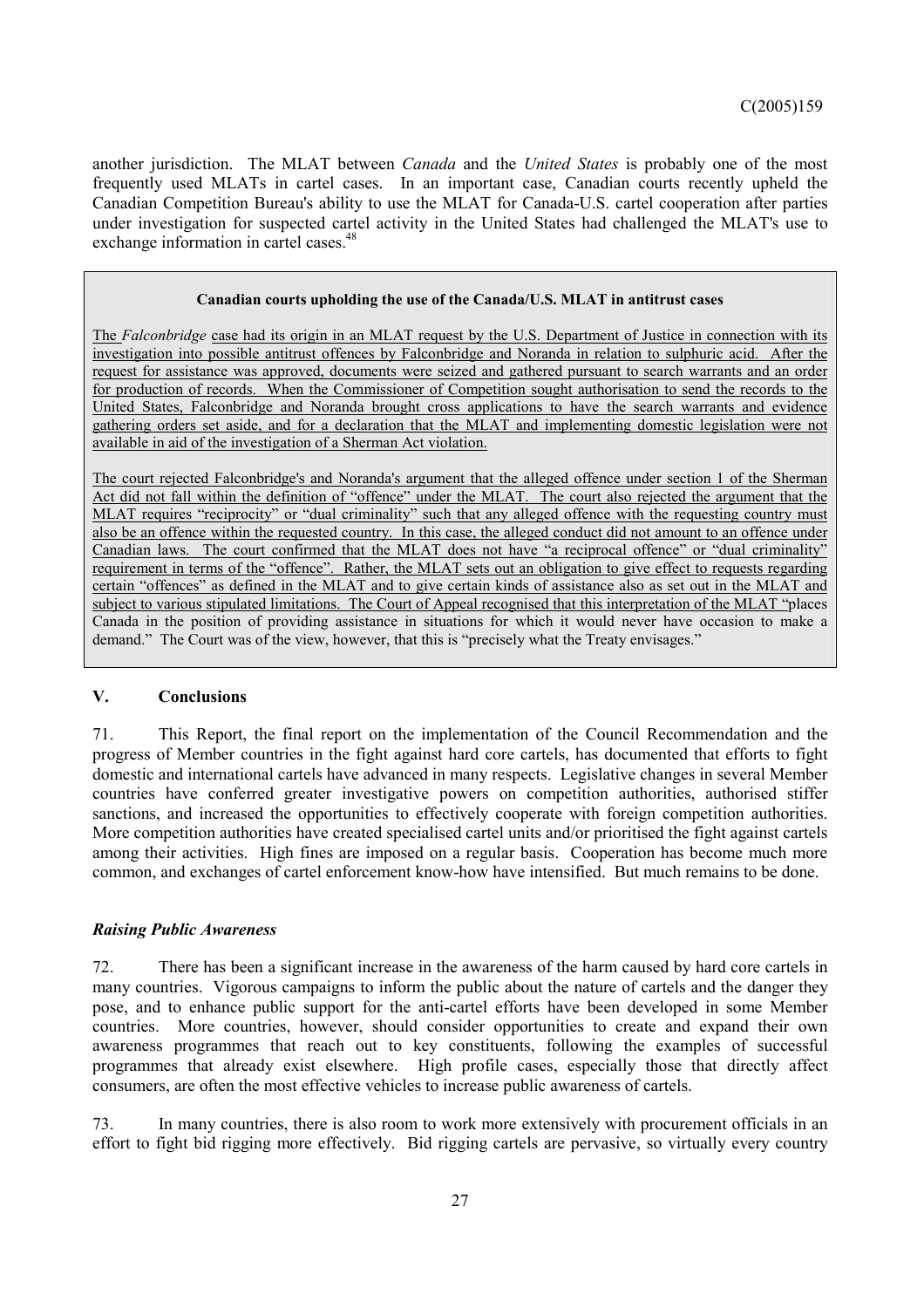another jurisdiction. The MLAT between *Canada* and the *United States* is probably one of the most frequently used MLATs in cartel cases. In an important case, Canadian courts recently upheld the Canadian Competition Bureau's ability to use the MLAT for Canada-U.S. cartel cooperation after parties under investigation for suspected cartel activity in the United States had challenged the MLAT's use to exchange information in cartel cases.[48]

> **Canadian courts upholding the use of the Canada/U.S. MLAT in antitrust cases**
>
> The *Falconbridge* case had its origin in an MLAT request by the U.S. Department of Justice in connection with its investigation into possible antitrust offences by Falconbridge and Noranda in relation to sulphuric acid. After the request for assistance was approved, documents were seized and gathered pursuant to search warrants and an order for production of records. When the Commissioner of Competition sought authorisation to send the records to the United States, Falconbridge and Noranda brought cross applications to have the search warrants and evidence gathering orders set aside, and for a declaration that the MLAT and implementing domestic legislation were not available in aid of the investigation of a Sherman Act violation.
>
> The court rejected Falconbridge's and Noranda's argument that the alleged offence under section 1 of the Sherman Act did not fall within the definition of "offence" under the MLAT. The court also rejected the argument that the MLAT requires "reciprocity" or "dual criminality" such that any alleged offence with the requesting country must also be an offence within the requested country. In this case, the alleged conduct did not amount to an offence under Canadian laws. The court confirmed that the MLAT does not have "a reciprocal offence" or "dual criminality" requirement in terms of the "offence". Rather, the MLAT sets out an obligation to give effect to requests regarding certain "offences" as defined in the MLAT and to give certain kinds of assistance also as set out in the MLAT and subject to various stipulated limitations. The Court of Appeal recognised that this interpretation of the MLAT "places Canada in the position of providing assistance in situations for which it would never have occasion to make a demand." The Court was of the view, however, that this is "precisely what the Treaty envisages."

## V. Conclusions

71. This Report, the final report on the implementation of the Council Recommendation and the progress of Member countries in the fight against hard core cartels, has documented that efforts to fight domestic and international cartels have advanced in many respects. Legislative changes in several Member countries have conferred greater investigative powers on competition authorities, authorised stiffer sanctions, and increased the opportunities to effectively cooperate with foreign competition authorities. More competition authorities have created specialised cartel units and/or prioritised the fight against cartels among their activities. High fines are imposed on a regular basis. Cooperation has become much more common, and exchanges of cartel enforcement know-how have intensified. But much remains to be done.

### *Raising Public Awareness*

72. There has been a significant increase in the awareness of the harm caused by hard core cartels in many countries. Vigorous campaigns to inform the public about the nature of cartels and the danger they pose, and to enhance public support for the anti-cartel efforts have been developed in some Member countries. More countries, however, should consider opportunities to create and expand their own awareness programmes that reach out to key constituents, following the examples of successful programmes that already exist elsewhere. High profile cases, especially those that directly affect consumers, are often the most effective vehicles to increase public awareness of cartels.

73. In many countries, there is also room to work more extensively with procurement officials in an effort to fight bid rigging more effectively. Bid rigging cartels are pervasive, so virtually every country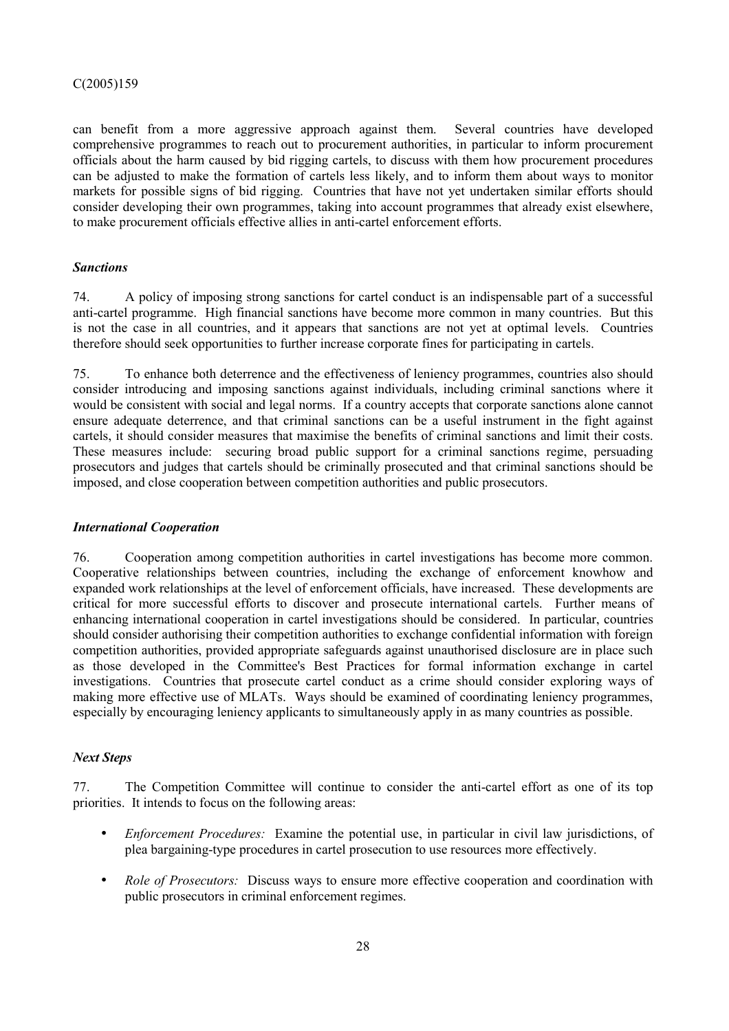can benefit from a more aggressive approach against them. Several countries have developed comprehensive programmes to reach out to procurement authorities, in particular to inform procurement officials about the harm caused by bid rigging cartels, to discuss with them how procurement procedures can be adjusted to make the formation of cartels less likely, and to inform them about ways to monitor markets for possible signs of bid rigging. Countries that have not yet undertaken similar efforts should consider developing their own programmes, taking into account programmes that already exist elsewhere, to make procurement officials effective allies in anti-cartel enforcement efforts.

### *Sanctions*

74. A policy of imposing strong sanctions for cartel conduct is an indispensable part of a successful anti-cartel programme. High financial sanctions have become more common in many countries. But this is not the case in all countries, and it appears that sanctions are not yet at optimal levels. Countries therefore should seek opportunities to further increase corporate fines for participating in cartels.

75. To enhance both deterrence and the effectiveness of leniency programmes, countries also should consider introducing and imposing sanctions against individuals, including criminal sanctions where it would be consistent with social and legal norms. If a country accepts that corporate sanctions alone cannot ensure adequate deterrence, and that criminal sanctions can be a useful instrument in the fight against cartels, it should consider measures that maximise the benefits of criminal sanctions and limit their costs. These measures include: securing broad public support for a criminal sanctions regime, persuading prosecutors and judges that cartels should be criminally prosecuted and that criminal sanctions should be imposed, and close cooperation between competition authorities and public prosecutors.

### *International Cooperation*

76. Cooperation among competition authorities in cartel investigations has become more common. Cooperative relationships between countries, including the exchange of enforcement knowhow and expanded work relationships at the level of enforcement officials, have increased. These developments are critical for more successful efforts to discover and prosecute international cartels. Further means of enhancing international cooperation in cartel investigations should be considered. In particular, countries should consider authorising their competition authorities to exchange confidential information with foreign competition authorities, provided appropriate safeguards against unauthorised disclosure are in place such as those developed in the Committee's Best Practices for formal information exchange in cartel investigations. Countries that prosecute cartel conduct as a crime should consider exploring ways of making more effective use of MLATs. Ways should be examined of coordinating leniency programmes, especially by encouraging leniency applicants to simultaneously apply in as many countries as possible.

### *Next Steps*

77. The Competition Committee will continue to consider the anti-cartel effort as one of its top priorities. It intends to focus on the following areas:

- *Enforcement Procedures:* Examine the potential use, in particular in civil law jurisdictions, of plea bargaining-type procedures in cartel prosecution to use resources more effectively.
- *Role of Prosecutors:* Discuss ways to ensure more effective cooperation and coordination with public prosecutors in criminal enforcement regimes.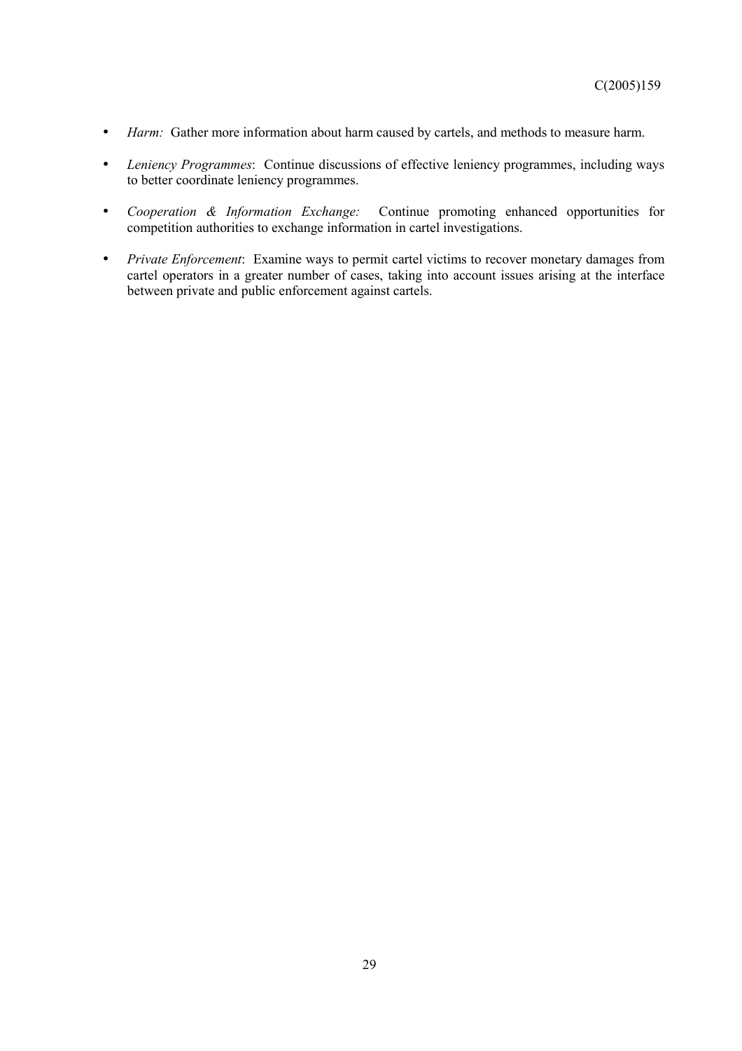- *Harm:* Gather more information about harm caused by cartels, and methods to measure harm.
- *Leniency Programmes*: Continue discussions of effective leniency programmes, including ways to better coordinate leniency programmes.
- *Cooperation & Information Exchange:* Continue promoting enhanced opportunities for competition authorities to exchange information in cartel investigations.
- *Private Enforcement*: Examine ways to permit cartel victims to recover monetary damages from cartel operators in a greater number of cases, taking into account issues arising at the interface between private and public enforcement against cartels.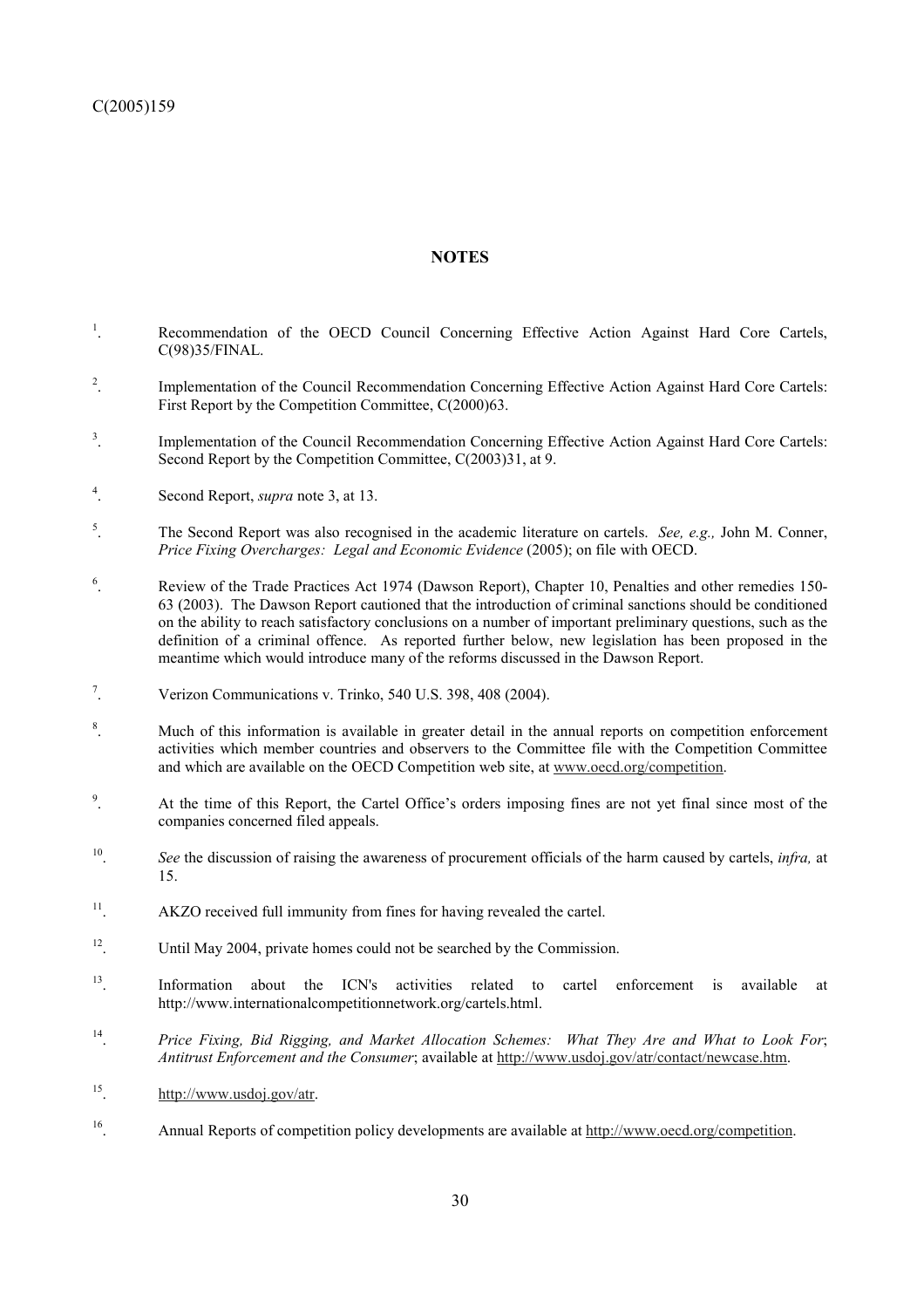## NOTES

1. Recommendation of the OECD Council Concerning Effective Action Against Hard Core Cartels, C(98)35/FINAL.

2. Implementation of the Council Recommendation Concerning Effective Action Against Hard Core Cartels: First Report by the Competition Committee, C(2000)63.

3. Implementation of the Council Recommendation Concerning Effective Action Against Hard Core Cartels: Second Report by the Competition Committee, C(2003)31, at 9.

4. Second Report, *supra* note 3, at 13.

5. The Second Report was also recognised in the academic literature on cartels. *See, e.g.,* John M. Conner, *Price Fixing Overcharges: Legal and Economic Evidence* (2005); on file with OECD.

6. Review of the Trade Practices Act 1974 (Dawson Report), Chapter 10, Penalties and other remedies 150-63 (2003). The Dawson Report cautioned that the introduction of criminal sanctions should be conditioned on the ability to reach satisfactory conclusions on a number of important preliminary questions, such as the definition of a criminal offence. As reported further below, new legislation has been proposed in the meantime which would introduce many of the reforms discussed in the Dawson Report.

7. Verizon Communications v. Trinko, 540 U.S. 398, 408 (2004).

8. Much of this information is available in greater detail in the annual reports on competition enforcement activities which member countries and observers to the Committee file with the Competition Committee and which are available on the OECD Competition web site, at www.oecd.org/competition.

9. At the time of this Report, the Cartel Office's orders imposing fines are not yet final since most of the companies concerned filed appeals.

10. *See* the discussion of raising the awareness of procurement officials of the harm caused by cartels, *infra,* at 15.

11. AKZO received full immunity from fines for having revealed the cartel.

12. Until May 2004, private homes could not be searched by the Commission.

13. Information about the ICN's activities related to cartel enforcement is available at http://www.internationalcompetitionnetwork.org/cartels.html.

14. *Price Fixing, Bid Rigging, and Market Allocation Schemes: What They Are and What to Look For*; *Antitrust Enforcement and the Consumer*; available at http://www.usdoj.gov/atr/contact/newcase.htm.

15. http://www.usdoj.gov/atr.

16. Annual Reports of competition policy developments are available at http://www.oecd.org/competition.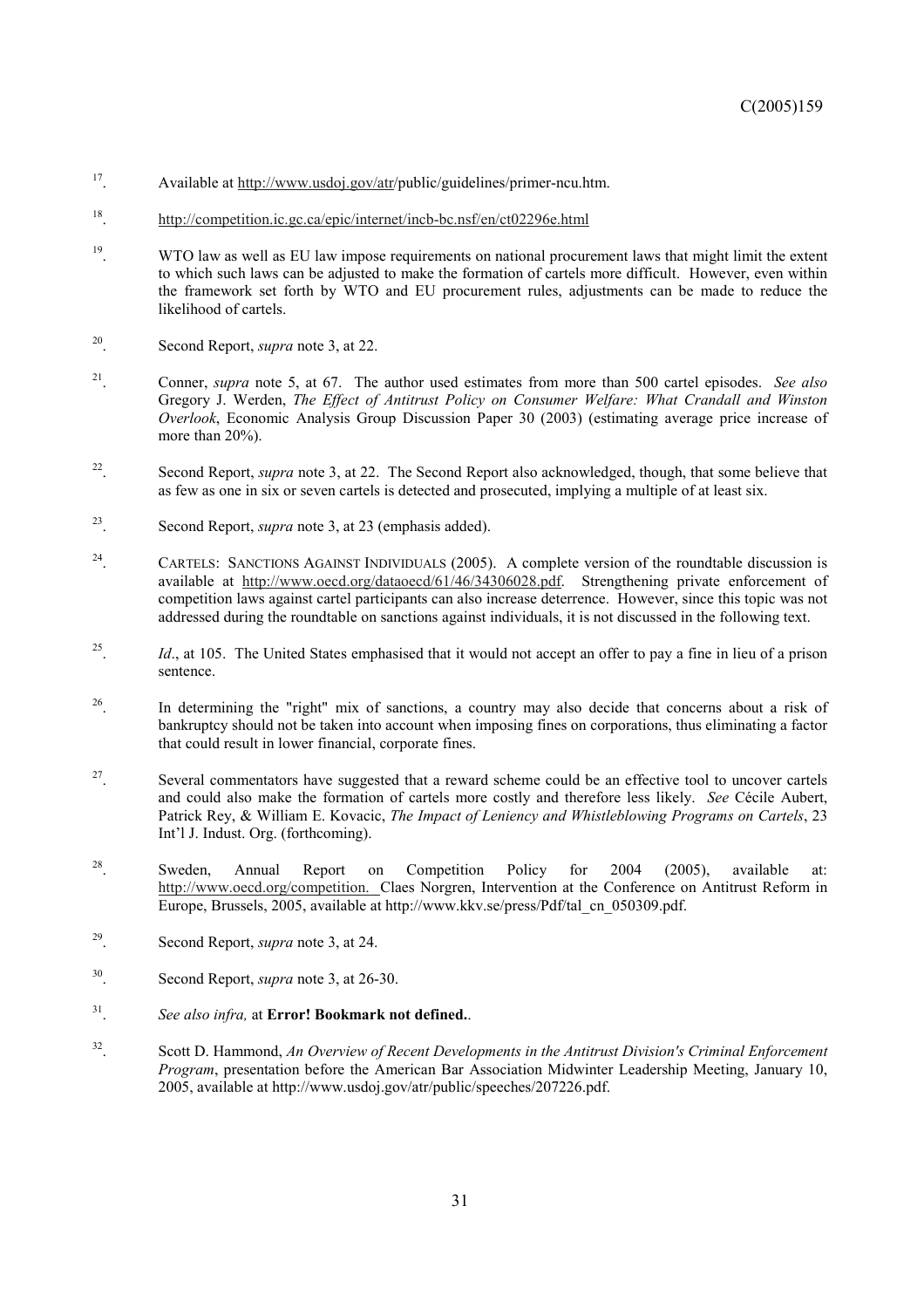17. Available at http://www.usdoj.gov/atr/public/guidelines/primer-ncu.htm.

18. http://competition.ic.gc.ca/epic/internet/incb-bc.nsf/en/ct02296e.html

19. WTO law as well as EU law impose requirements on national procurement laws that might limit the extent to which such laws can be adjusted to make the formation of cartels more difficult. However, even within the framework set forth by WTO and EU procurement rules, adjustments can be made to reduce the likelihood of cartels.

20. Second Report, *supra* note 3, at 22.

21. Conner, *supra* note 5, at 67. The author used estimates from more than 500 cartel episodes. *See also* Gregory J. Werden, *The Effect of Antitrust Policy on Consumer Welfare: What Crandall and Winston Overlook*, Economic Analysis Group Discussion Paper 30 (2003) (estimating average price increase of more than 20%).

22. Second Report, *supra* note 3, at 22. The Second Report also acknowledged, though, that some believe that as few as one in six or seven cartels is detected and prosecuted, implying a multiple of at least six.

23. Second Report, *supra* note 3, at 23 (emphasis added).

24. CARTELS: SANCTIONS AGAINST INDIVIDUALS (2005). A complete version of the roundtable discussion is available at http://www.oecd.org/dataoecd/61/46/34306028.pdf. Strengthening private enforcement of competition laws against cartel participants can also increase deterrence. However, since this topic was not addressed during the roundtable on sanctions against individuals, it is not discussed in the following text.

25. *Id*., at 105. The United States emphasised that it would not accept an offer to pay a fine in lieu of a prison sentence.

26. In determining the "right" mix of sanctions, a country may also decide that concerns about a risk of bankruptcy should not be taken into account when imposing fines on corporations, thus eliminating a factor that could result in lower financial, corporate fines.

27. Several commentators have suggested that a reward scheme could be an effective tool to uncover cartels and could also make the formation of cartels more costly and therefore less likely. *See* Cécile Aubert, Patrick Rey, & William E. Kovacic, *The Impact of Leniency and Whistleblowing Programs on Cartels*, 23 Int'l J. Indust. Org. (forthcoming).

28. Sweden, Annual Report on Competition Policy for 2004 (2005), available at: http://www.oecd.org/competition. Claes Norgren, Intervention at the Conference on Antitrust Reform in Europe, Brussels, 2005, available at http://www.kkv.se/press/Pdf/tal_cn_050309.pdf.

29. Second Report, *supra* note 3, at 24.

30. Second Report, *supra* note 3, at 26-30.

31. *See also infra,* at **Error! Bookmark not defined.**.

32. Scott D. Hammond, *An Overview of Recent Developments in the Antitrust Division's Criminal Enforcement Program*, presentation before the American Bar Association Midwinter Leadership Meeting, January 10, 2005, available at http://www.usdoj.gov/atr/public/speeches/207226.pdf.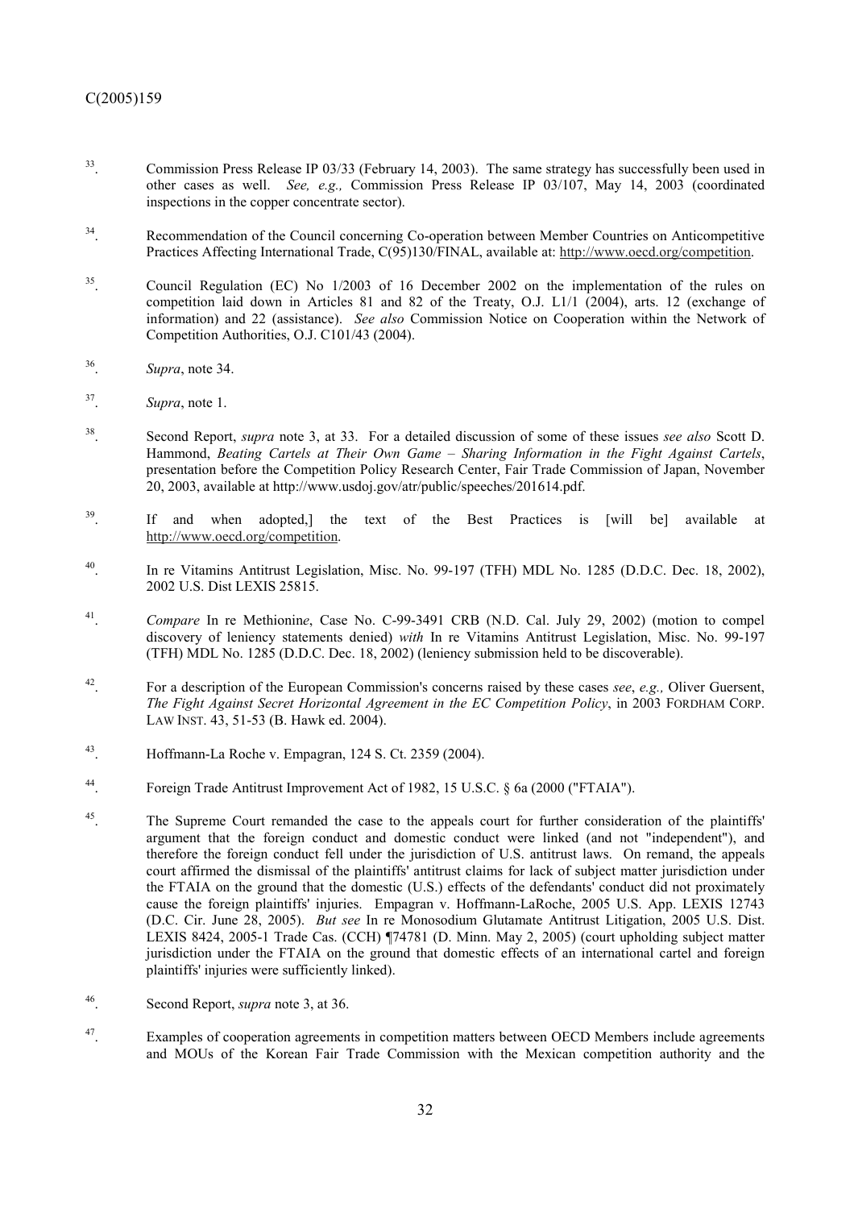33. Commission Press Release IP 03/33 (February 14, 2003). The same strategy has successfully been used in other cases as well. *See, e.g.,* Commission Press Release IP 03/107, May 14, 2003 (coordinated inspections in the copper concentrate sector).

34. Recommendation of the Council concerning Co-operation between Member Countries on Anticompetitive Practices Affecting International Trade, C(95)130/FINAL, available at: http://www.oecd.org/competition.

35. Council Regulation (EC) No 1/2003 of 16 December 2002 on the implementation of the rules on competition laid down in Articles 81 and 82 of the Treaty, O.J. L1/1 (2004), arts. 12 (exchange of information) and 22 (assistance). *See also* Commission Notice on Cooperation within the Network of Competition Authorities, O.J. C101/43 (2004).

36. *Supra*, note 34.

37. *Supra*, note 1.

38. Second Report, *supra* note 3, at 33. For a detailed discussion of some of these issues *see also* Scott D. Hammond, *Beating Cartels at Their Own Game – Sharing Information in the Fight Against Cartels*, presentation before the Competition Policy Research Center, Fair Trade Commission of Japan, November 20, 2003, available at http://www.usdoj.gov/atr/public/speeches/201614.pdf.

39. If and when adopted,] the text of the Best Practices is [will be] available at http://www.oecd.org/competition.

40. In re Vitamins Antitrust Legislation, Misc. No. 99-197 (TFH) MDL No. 1285 (D.D.C. Dec. 18, 2002), 2002 U.S. Dist LEXIS 25815.

41. *Compare* In re Methionine, Case No. C-99-3491 CRB (N.D. Cal. July 29, 2002) (motion to compel discovery of leniency statements denied) *with* In re Vitamins Antitrust Legislation, Misc. No. 99-197 (TFH) MDL No. 1285 (D.D.C. Dec. 18, 2002) (leniency submission held to be discoverable).

42. For a description of the European Commission's concerns raised by these cases *see*, *e.g.,* Oliver Guersent, *The Fight Against Secret Horizontal Agreement in the EC Competition Policy*, in 2003 FORDHAM CORP. LAW INST. 43, 51-53 (B. Hawk ed. 2004).

43. Hoffmann-La Roche v. Empagran, 124 S. Ct. 2359 (2004).

44. Foreign Trade Antitrust Improvement Act of 1982, 15 U.S.C. § 6a (2000 ("FTAIA").

45. The Supreme Court remanded the case to the appeals court for further consideration of the plaintiffs' argument that the foreign conduct and domestic conduct were linked (and not "independent"), and therefore the foreign conduct fell under the jurisdiction of U.S. antitrust laws. On remand, the appeals court affirmed the dismissal of the plaintiffs' antitrust claims for lack of subject matter jurisdiction under the FTAIA on the ground that the domestic (U.S.) effects of the defendants' conduct did not proximately cause the foreign plaintiffs' injuries. Empagran v. Hoffmann-LaRoche, 2005 U.S. App. LEXIS 12743 (D.C. Cir. June 28, 2005). *But see* In re Monosodium Glutamate Antitrust Litigation, 2005 U.S. Dist. LEXIS 8424, 2005-1 Trade Cas. (CCH) ¶74781 (D. Minn. May 2, 2005) (court upholding subject matter jurisdiction under the FTAIA on the ground that domestic effects of an international cartel and foreign plaintiffs' injuries were sufficiently linked).

46. Second Report, *supra* note 3, at 36.

47. Examples of cooperation agreements in competition matters between OECD Members include agreements and MOUs of the Korean Fair Trade Commission with the Mexican competition authority and the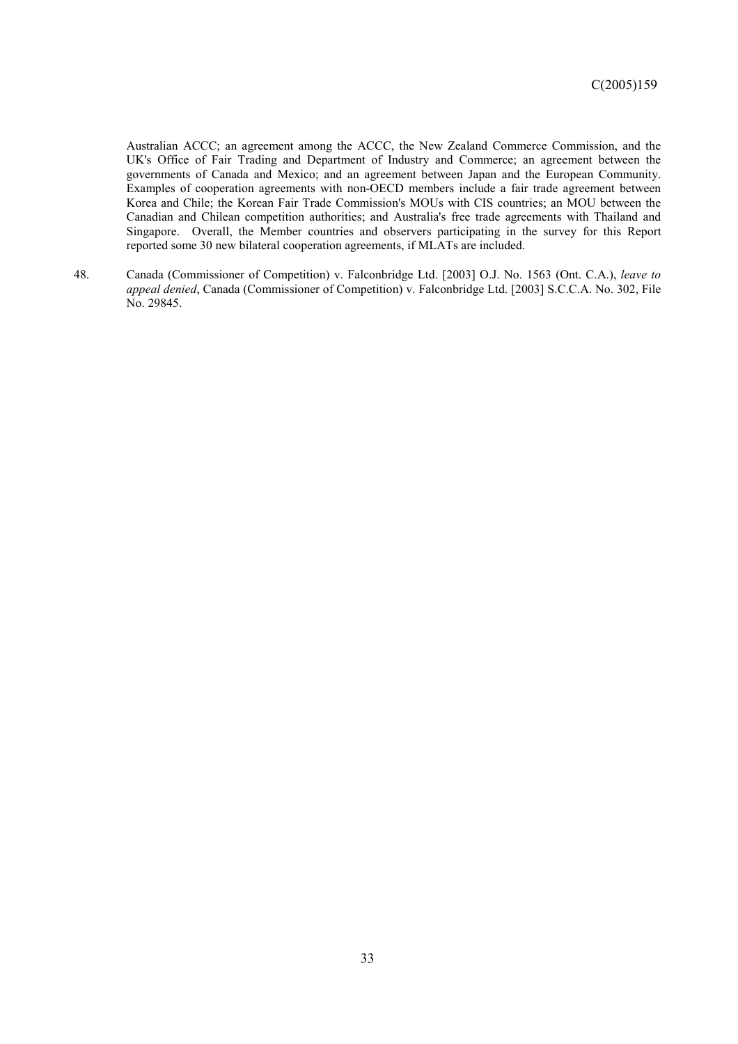Australian ACCC; an agreement among the ACCC, the New Zealand Commerce Commission, and the UK's Office of Fair Trading and Department of Industry and Commerce; an agreement between the governments of Canada and Mexico; and an agreement between Japan and the European Community. Examples of cooperation agreements with non-OECD members include a fair trade agreement between Korea and Chile; the Korean Fair Trade Commission's MOUs with CIS countries; an MOU between the Canadian and Chilean competition authorities; and Australia's free trade agreements with Thailand and Singapore. Overall, the Member countries and observers participating in the survey for this Report reported some 30 new bilateral cooperation agreements, if MLATs are included.

48. Canada (Commissioner of Competition) v. Falconbridge Ltd. [2003] O.J. No. 1563 (Ont. C.A.), *leave to appeal denied*, Canada (Commissioner of Competition) v. Falconbridge Ltd. [2003] S.C.C.A. No. 302, File No. 29845.